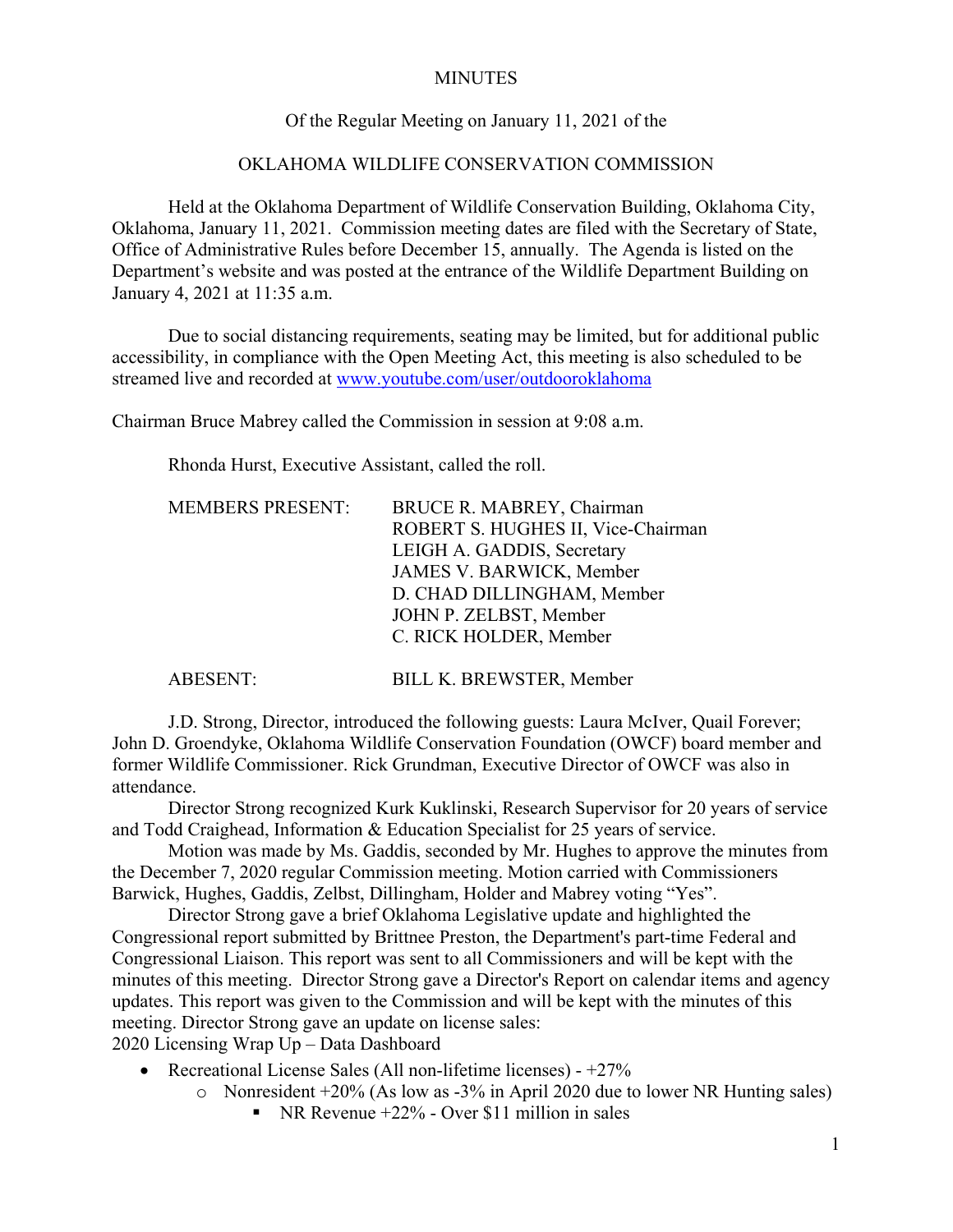MINUTES

Of the Regular Meeting on January 11, 2021 of the

OKLAHOMA WILDLIFE CONSERVATION COMMISSION

Held at the Oklahoma Department of Wildlife Conservation Building, Oklahoma City, Oklahoma, January 11, 2021. Commission meeting dates are filed with the Secretary of State, Office of Administrative Rules before December 15, annually. The Agenda is listed on the Department's website and was posted at the entrance of the Wildlife Department Building on January 4, 2021 at 11:35 a.m.

Due to social distancing requirements, seating may be limited, but for additional public accessibility, in compliance with the Open Meeting Act, this meeting is also scheduled to be streamed live and recorded at www.youtube.com/user/outdooroklahoma

Chairman Bruce Mabrey called the Commission in session at 9:08 a.m.

Rhonda Hurst, Executive Assistant, called the roll.

| | |
|---|---|
| MEMBERS PRESENT: | BRUCE R. MABREY, Chairman |
| | ROBERT S. HUGHES II, Vice-Chairman |
| | LEIGH A. GADDIS, Secretary |
| | JAMES V. BARWICK, Member |
| | D. CHAD DILLINGHAM, Member |
| | JOHN P. ZELBST, Member |
| | C. RICK HOLDER, Member |
| ABESENT: | BILL K. BREWSTER, Member |

J.D. Strong, Director, introduced the following guests: Laura McIver, Quail Forever; John D. Groendyke, Oklahoma Wildlife Conservation Foundation (OWCF) board member and former Wildlife Commissioner. Rick Grundman, Executive Director of OWCF was also in attendance.

Director Strong recognized Kurk Kuklinski, Research Supervisor for 20 years of service and Todd Craighead, Information & Education Specialist for 25 years of service.

Motion was made by Ms. Gaddis, seconded by Mr. Hughes to approve the minutes from the December 7, 2020 regular Commission meeting. Motion carried with Commissioners Barwick, Hughes, Gaddis, Zelbst, Dillingham, Holder and Mabrey voting "Yes".

Director Strong gave a brief Oklahoma Legislative update and highlighted the Congressional report submitted by Brittnee Preston, the Department's part-time Federal and Congressional Liaison. This report was sent to all Commissioners and will be kept with the minutes of this meeting. Director Strong gave a Director's Report on calendar items and agency updates. This report was given to the Commission and will be kept with the minutes of this meeting. Director Strong gave an update on license sales:
2020 Licensing Wrap Up – Data Dashboard

- Recreational License Sales (All non-lifetime licenses) - +27%
    - Nonresident +20% (As low as -3% in April 2020 due to lower NR Hunting sales)
        - NR Revenue +22% - Over $11 million in sales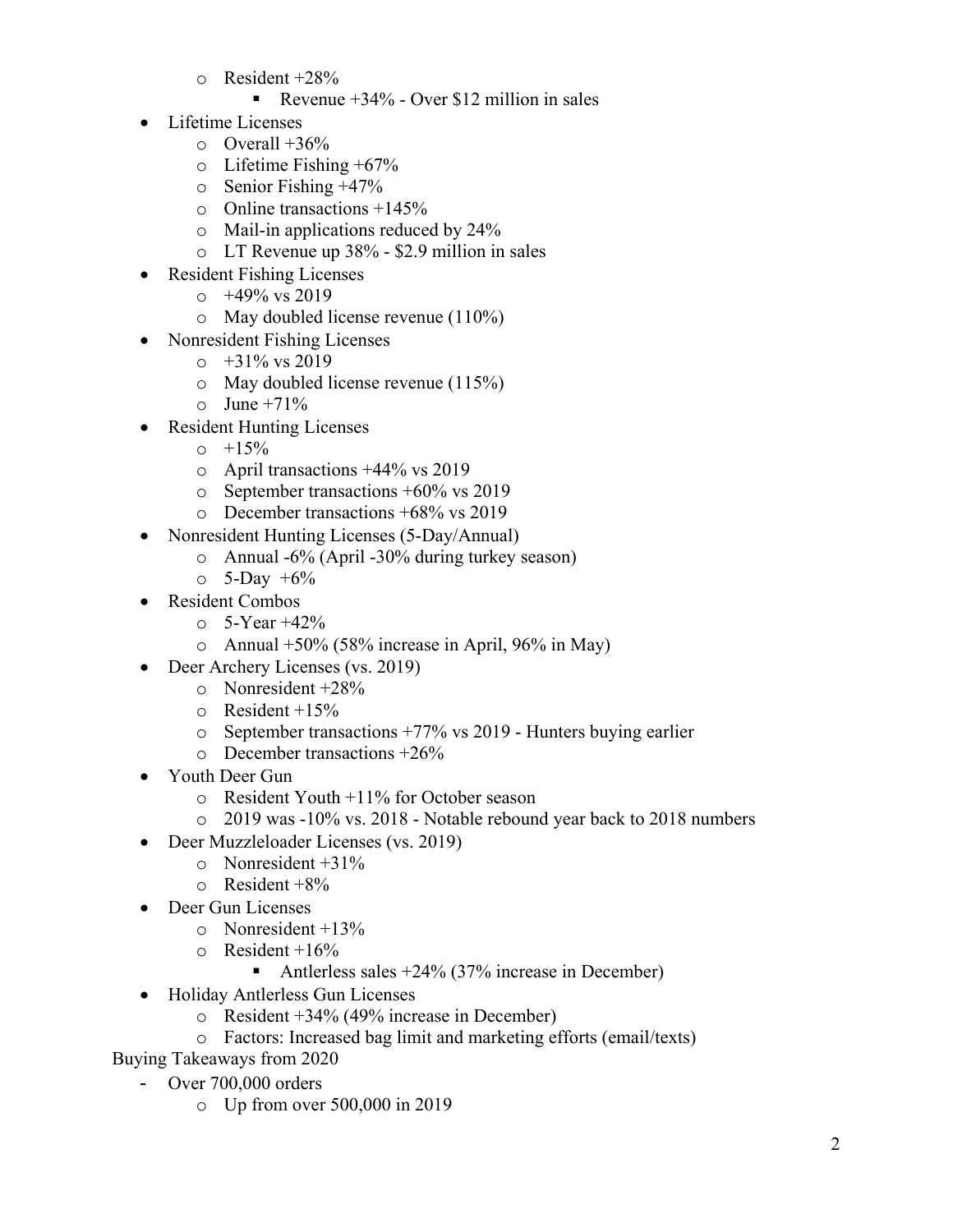- Resident +28%
    - Revenue +34% - Over $12 million in sales
- Lifetime Licenses
  - Overall +36%
  - Lifetime Fishing +67%
  - Senior Fishing +47%
  - Online transactions +145%
  - Mail-in applications reduced by 24%
  - LT Revenue up 38% - $2.9 million in sales
- Resident Fishing Licenses
  - +49% vs 2019
  - May doubled license revenue (110%)
- Nonresident Fishing Licenses
  - +31% vs 2019
  - May doubled license revenue (115%)
  - June +71%
- Resident Hunting Licenses
  - +15%
  - April transactions +44% vs 2019
  - September transactions +60% vs 2019
  - December transactions +68% vs 2019
- Nonresident Hunting Licenses (5-Day/Annual)
  - Annual -6% (April -30% during turkey season)
  - 5-Day +6%
- Resident Combos
  - 5-Year +42%
  - Annual +50% (58% increase in April, 96% in May)
- Deer Archery Licenses (vs. 2019)
  - Nonresident +28%
  - Resident +15%
  - September transactions +77% vs 2019 - Hunters buying earlier
  - December transactions +26%
- Youth Deer Gun
  - Resident Youth +11% for October season
  - 2019 was -10% vs. 2018 - Notable rebound year back to 2018 numbers
- Deer Muzzleloader Licenses (vs. 2019)
  - Nonresident +31%
  - Resident +8%
- Deer Gun Licenses
  - Nonresident +13%
  - Resident +16%
    - Antlerless sales +24% (37% increase in December)
- Holiday Antlerless Gun Licenses
  - Resident +34% (49% increase in December)
  - Factors: Increased bag limit and marketing efforts (email/texts)

Buying Takeaways from 2020

- Over 700,000 orders
  - Up from over 500,000 in 2019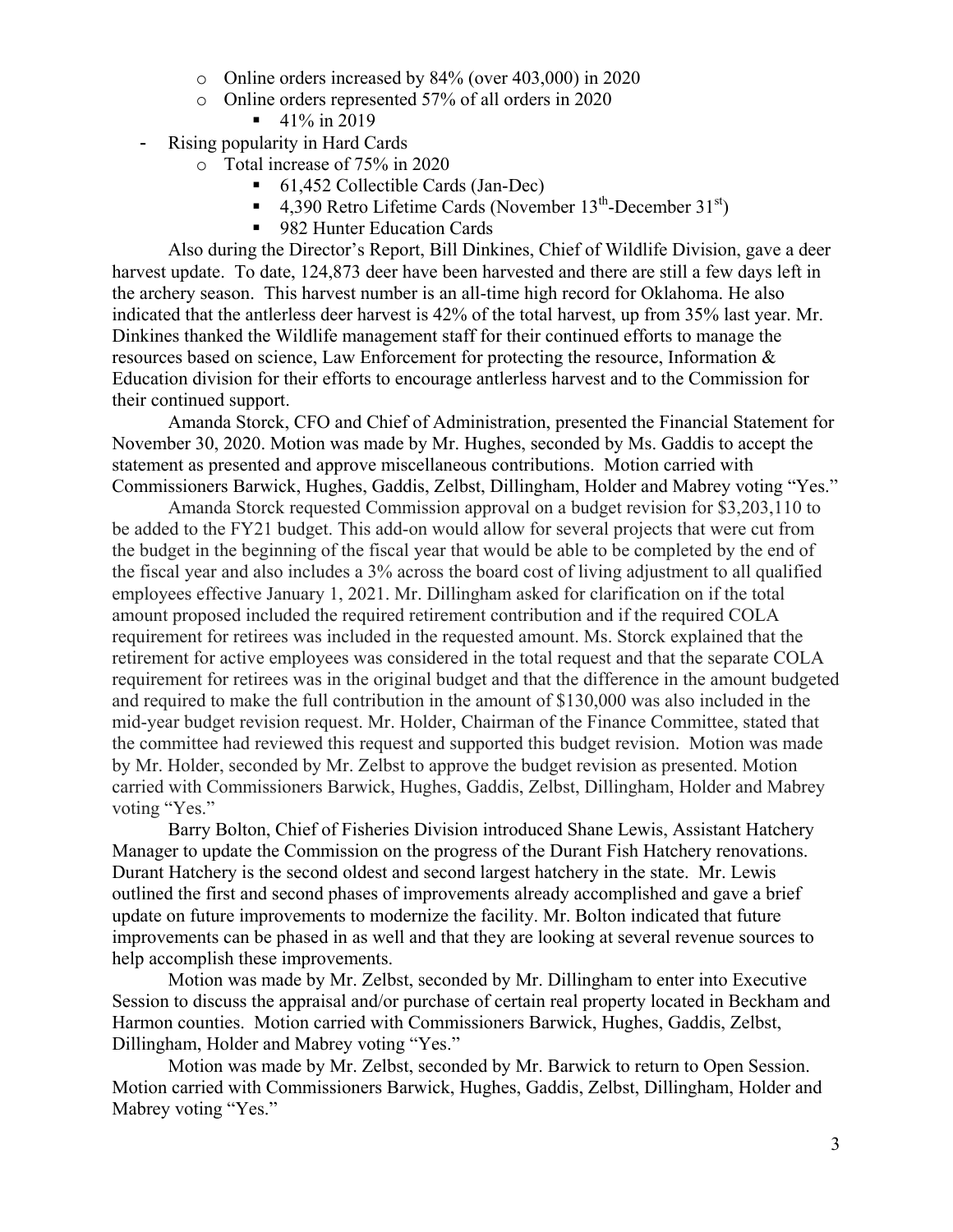- Online orders increased by 84% (over 403,000) in 2020
  - Online orders represented 57% of all orders in 2020
    - 41% in 2019
- Rising popularity in Hard Cards
  - Total increase of 75% in 2020
    - 61,452 Collectible Cards (Jan-Dec)
    - 4,390 Retro Lifetime Cards (November 13th-December 31st)
    - 982 Hunter Education Cards

Also during the Director's Report, Bill Dinkines, Chief of Wildlife Division, gave a deer harvest update. To date, 124,873 deer have been harvested and there are still a few days left in the archery season. This harvest number is an all-time high record for Oklahoma. He also indicated that the antlerless deer harvest is 42% of the total harvest, up from 35% last year. Mr. Dinkines thanked the Wildlife management staff for their continued efforts to manage the resources based on science, Law Enforcement for protecting the resource, Information & Education division for their efforts to encourage antlerless harvest and to the Commission for their continued support.

Amanda Storck, CFO and Chief of Administration, presented the Financial Statement for November 30, 2020. Motion was made by Mr. Hughes, seconded by Ms. Gaddis to accept the statement as presented and approve miscellaneous contributions. Motion carried with Commissioners Barwick, Hughes, Gaddis, Zelbst, Dillingham, Holder and Mabrey voting "Yes."

Amanda Storck requested Commission approval on a budget revision for $3,203,110 to be added to the FY21 budget. This add-on would allow for several projects that were cut from the budget in the beginning of the fiscal year that would be able to be completed by the end of the fiscal year and also includes a 3% across the board cost of living adjustment to all qualified employees effective January 1, 2021. Mr. Dillingham asked for clarification on if the total amount proposed included the required retirement contribution and if the required COLA requirement for retirees was included in the requested amount. Ms. Storck explained that the retirement for active employees was considered in the total request and that the separate COLA requirement for retirees was in the original budget and that the difference in the amount budgeted and required to make the full contribution in the amount of $130,000 was also included in the mid-year budget revision request. Mr. Holder, Chairman of the Finance Committee, stated that the committee had reviewed this request and supported this budget revision. Motion was made by Mr. Holder, seconded by Mr. Zelbst to approve the budget revision as presented. Motion carried with Commissioners Barwick, Hughes, Gaddis, Zelbst, Dillingham, Holder and Mabrey voting "Yes."

Barry Bolton, Chief of Fisheries Division introduced Shane Lewis, Assistant Hatchery Manager to update the Commission on the progress of the Durant Fish Hatchery renovations. Durant Hatchery is the second oldest and second largest hatchery in the state. Mr. Lewis outlined the first and second phases of improvements already accomplished and gave a brief update on future improvements to modernize the facility. Mr. Bolton indicated that future improvements can be phased in as well and that they are looking at several revenue sources to help accomplish these improvements.

Motion was made by Mr. Zelbst, seconded by Mr. Dillingham to enter into Executive Session to discuss the appraisal and/or purchase of certain real property located in Beckham and Harmon counties. Motion carried with Commissioners Barwick, Hughes, Gaddis, Zelbst, Dillingham, Holder and Mabrey voting "Yes."

Motion was made by Mr. Zelbst, seconded by Mr. Barwick to return to Open Session. Motion carried with Commissioners Barwick, Hughes, Gaddis, Zelbst, Dillingham, Holder and Mabrey voting "Yes."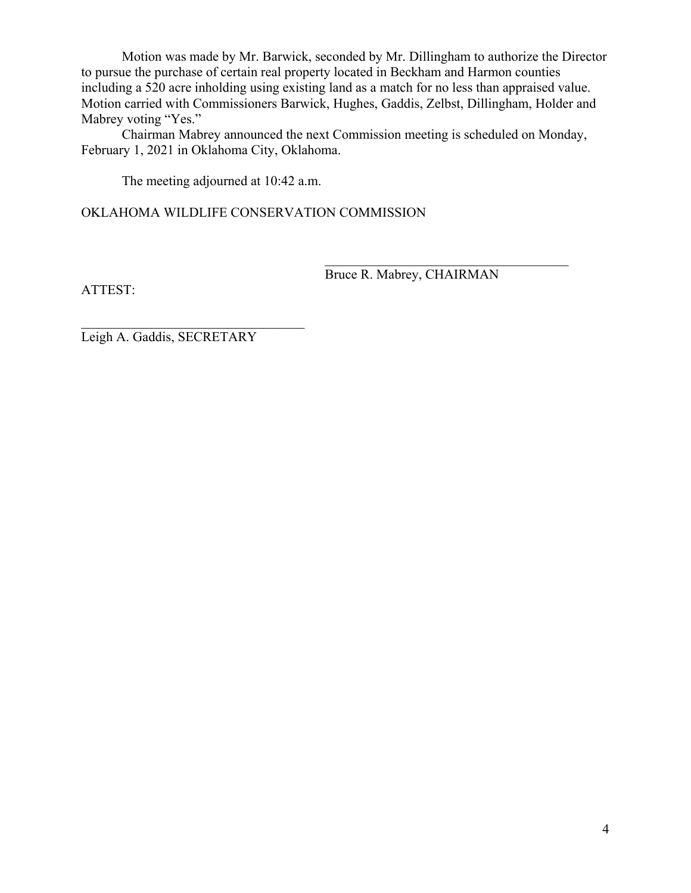Motion was made by Mr. Barwick, seconded by Mr. Dillingham to authorize the Director to pursue the purchase of certain real property located in Beckham and Harmon counties including a 520 acre inholding using existing land as a match for no less than appraised value. Motion carried with Commissioners Barwick, Hughes, Gaddis, Zelbst, Dillingham, Holder and Mabrey voting "Yes."

Chairman Mabrey announced the next Commission meeting is scheduled on Monday, February 1, 2021 in Oklahoma City, Oklahoma.

The meeting adjourned at 10:42 a.m.

OKLAHOMA WILDLIFE CONSERVATION COMMISSION

_____________________________________
Bruce R. Mabrey, CHAIRMAN

ATTEST:

_________________________________
Leigh A. Gaddis, SECRETARY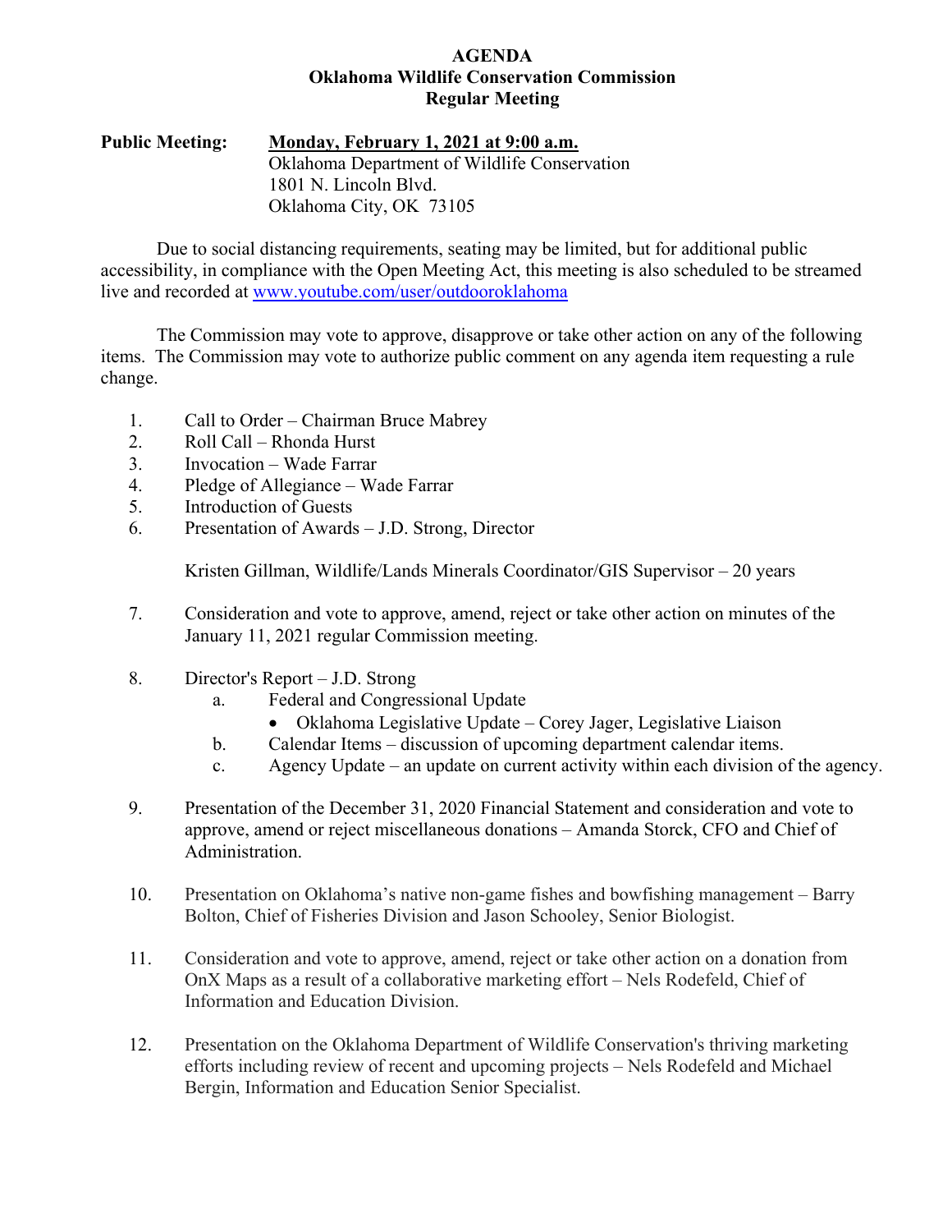**AGENDA**
**Oklahoma Wildlife Conservation Commission**
**Regular Meeting**

**Public Meeting:** **Monday, February 1, 2021 at 9:00 a.m.**
Oklahoma Department of Wildlife Conservation
1801 N. Lincoln Blvd.
Oklahoma City, OK 73105

Due to social distancing requirements, seating may be limited, but for additional public accessibility, in compliance with the Open Meeting Act, this meeting is also scheduled to be streamed live and recorded at www.youtube.com/user/outdooroklahoma

The Commission may vote to approve, disapprove or take other action on any of the following items. The Commission may vote to authorize public comment on any agenda item requesting a rule change.

1. Call to Order – Chairman Bruce Mabrey
2. Roll Call – Rhonda Hurst
3. Invocation – Wade Farrar
4. Pledge of Allegiance – Wade Farrar
5. Introduction of Guests
6. Presentation of Awards – J.D. Strong, Director

   Kristen Gillman, Wildlife/Lands Minerals Coordinator/GIS Supervisor – 20 years

7. Consideration and vote to approve, amend, reject or take other action on minutes of the January 11, 2021 regular Commission meeting.

8. Director's Report – J.D. Strong
   a. Federal and Congressional Update
      - Oklahoma Legislative Update – Corey Jager, Legislative Liaison
   b. Calendar Items – discussion of upcoming department calendar items.
   c. Agency Update – an update on current activity within each division of the agency.

9. Presentation of the December 31, 2020 Financial Statement and consideration and vote to approve, amend or reject miscellaneous donations – Amanda Storck, CFO and Chief of Administration.

10. Presentation on Oklahoma's native non-game fishes and bowfishing management – Barry Bolton, Chief of Fisheries Division and Jason Schooley, Senior Biologist.

11. Consideration and vote to approve, amend, reject or take other action on a donation from OnX Maps as a result of a collaborative marketing effort – Nels Rodefeld, Chief of Information and Education Division.

12. Presentation on the Oklahoma Department of Wildlife Conservation's thriving marketing efforts including review of recent and upcoming projects – Nels Rodefeld and Michael Bergin, Information and Education Senior Specialist.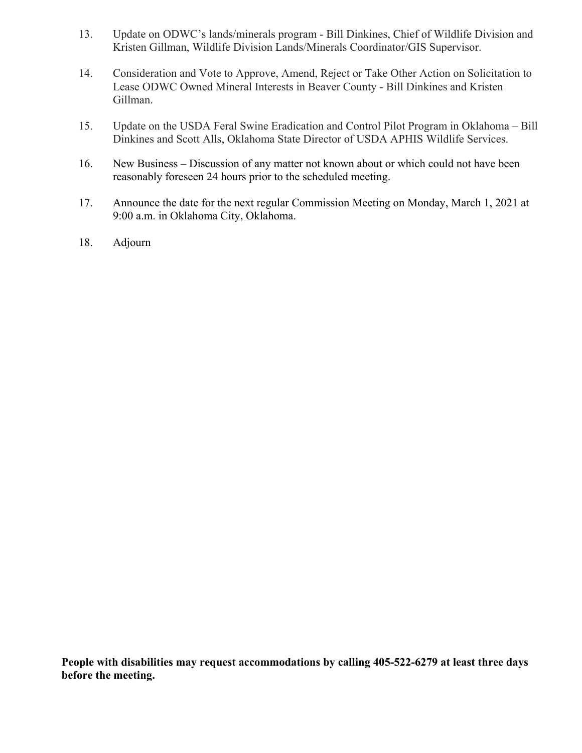13. Update on ODWC's lands/minerals program - Bill Dinkines, Chief of Wildlife Division and Kristen Gillman, Wildlife Division Lands/Minerals Coordinator/GIS Supervisor.

14. Consideration and Vote to Approve, Amend, Reject or Take Other Action on Solicitation to Lease ODWC Owned Mineral Interests in Beaver County - Bill Dinkines and Kristen Gillman.

15. Update on the USDA Feral Swine Eradication and Control Pilot Program in Oklahoma – Bill Dinkines and Scott Alls, Oklahoma State Director of USDA APHIS Wildlife Services.

16. New Business – Discussion of any matter not known about or which could not have been reasonably foreseen 24 hours prior to the scheduled meeting.

17. Announce the date for the next regular Commission Meeting on Monday, March 1, 2021 at 9:00 a.m. in Oklahoma City, Oklahoma.

18. Adjourn

**People with disabilities may request accommodations by calling 405-522-6279 at least three days before the meeting.**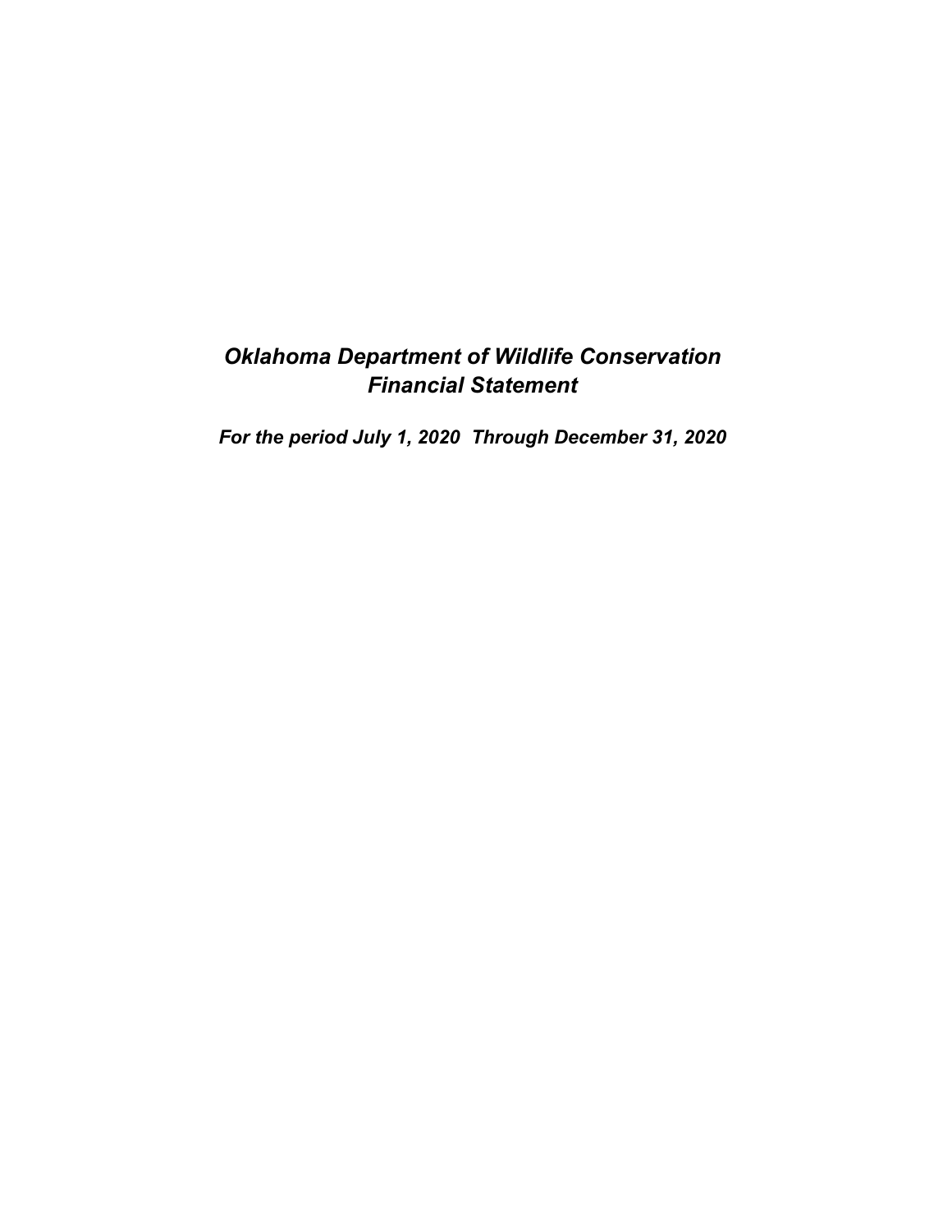# *Oklahoma Department of Wildlife Conservation Financial Statement*

***For the period July 1, 2020 Through December 31, 2020***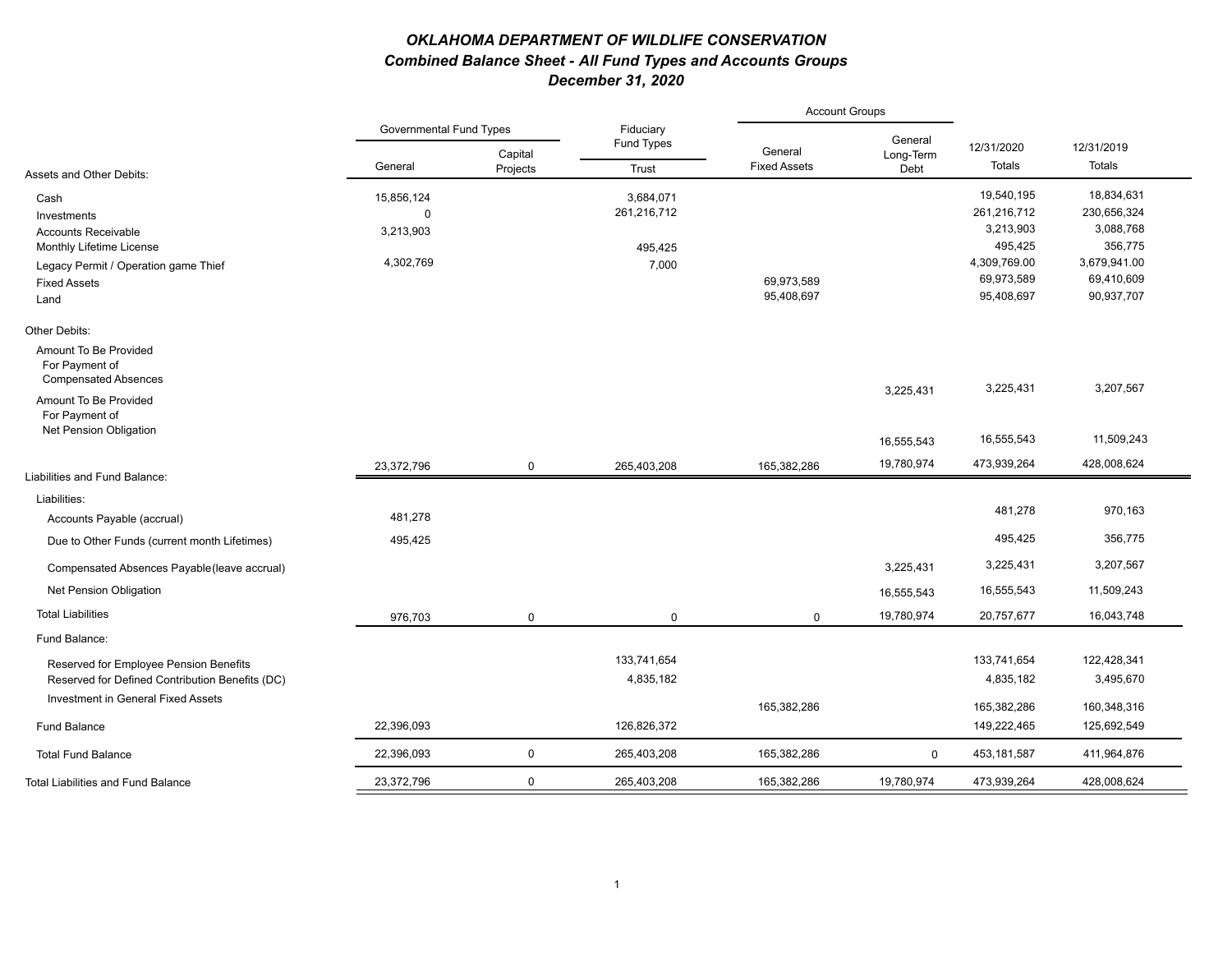## *OKLAHOMA DEPARTMENT OF WILDLIFE CONSERVATION*
### *Combined Balance Sheet - All Fund Types and Accounts Groups*
### *December 31, 2020*

| | Governmental Fund Types | | Fiduciary Fund Types | Account Groups | | | |
|---|---|---|---|---|---|---|---|
| Assets and Other Debits: | General | Capital Projects | Trust | General Fixed Assets | General Long-Term Debt | 12/31/2020 Totals | 12/31/2019 Totals |
| Cash | 15,856,124 | | 3,684,071 | | | 19,540,195 | 18,834,631 |
| Investments | 0 | | 261,216,712 | | | 261,216,712 | 230,656,324 |
| Accounts Receivable | 3,213,903 | | | | | 3,213,903 | 3,088,768 |
| Monthly Lifetime License | | | 495,425 | | | 495,425 | 356,775 |
| Legacy Permit / Operation game Thief | 4,302,769 | | 7,000 | | | 4,309,769.00 | 3,679,941.00 |
| Fixed Assets | | | | 69,973,589 | | 69,973,589 | 69,410,609 |
| Land | | | | 95,408,697 | | 95,408,697 | 90,937,707 |
| Other Debits: | | | | | | | |
| Amount To Be Provided For Payment of Compensated Absences | | | | | 3,225,431 | 3,225,431 | 3,207,567 |
| Amount To Be Provided For Payment of Net Pension Obligation | | | | | 16,555,543 | 16,555,543 | 11,509,243 |
| | 23,372,796 | 0 | 265,403,208 | 165,382,286 | 19,780,974 | 473,939,264 | 428,008,624 |
| Liabilities and Fund Balance: | | | | | | | |
| Liabilities: | | | | | | | |
| Accounts Payable (accrual) | 481,278 | | | | | 481,278 | 970,163 |
| Due to Other Funds (current month Lifetimes) | 495,425 | | | | | 495,425 | 356,775 |
| Compensated Absences Payable(leave accrual) | | | | | 3,225,431 | 3,225,431 | 3,207,567 |
| Net Pension Obligation | | | | | 16,555,543 | 16,555,543 | 11,509,243 |
| Total Liabilities | 976,703 | 0 | 0 | 0 | 19,780,974 | 20,757,677 | 16,043,748 |
| Fund Balance: | | | | | | | |
| Reserved for Employee Pension Benefits | | | 133,741,654 | | | 133,741,654 | 122,428,341 |
| Reserved for Defined Contribution Benefits (DC) | | | 4,835,182 | | | 4,835,182 | 3,495,670 |
| Investment in General Fixed Assets | | | | 165,382,286 | | 165,382,286 | 160,348,316 |
| Fund Balance | 22,396,093 | | 126,826,372 | | | 149,222,465 | 125,692,549 |
| Total Fund Balance | 22,396,093 | 0 | 265,403,208 | 165,382,286 | 0 | 453,181,587 | 411,964,876 |
| Total Liabilities and Fund Balance | 23,372,796 | 0 | 265,403,208 | 165,382,286 | 19,780,974 | 473,939,264 | 428,008,624 |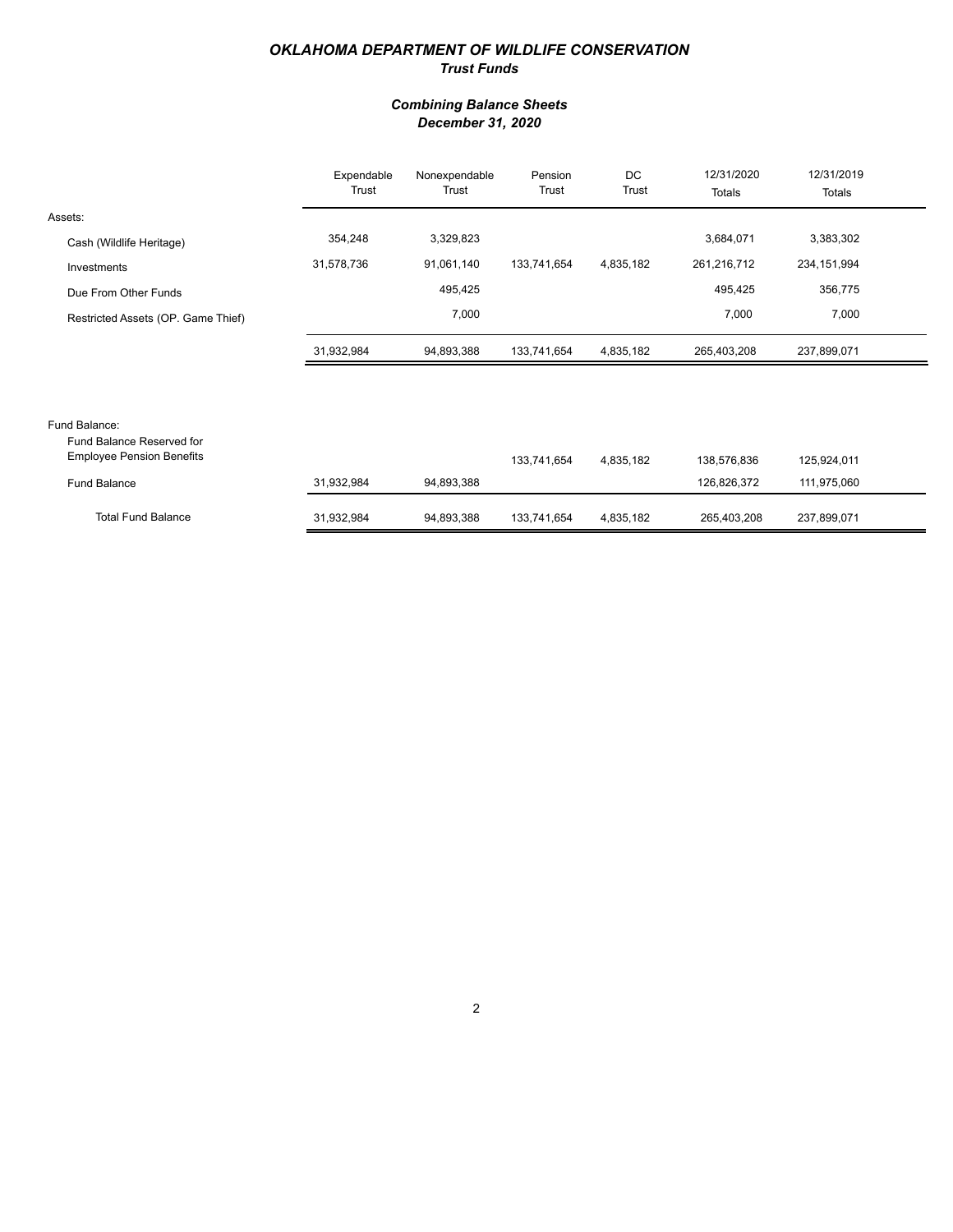# *OKLAHOMA DEPARTMENT OF WILDLIFE CONSERVATION*

## *Trust Funds*

### *Combining Balance Sheets*
### *December 31, 2020*

| | Expendable Trust | Nonexpendable Trust | Pension Trust | DC Trust | 12/31/2020 Totals | 12/31/2019 Totals |
|---|---|---|---|---|---|---|
| Assets: | | | | | | |
| Cash (Wildlife Heritage) | 354,248 | 3,329,823 | | | 3,684,071 | 3,383,302 |
| Investments | 31,578,736 | 91,061,140 | 133,741,654 | 4,835,182 | 261,216,712 | 234,151,994 |
| Due From Other Funds | | 495,425 | | | 495,425 | 356,775 |
| Restricted Assets (OP. Game Thief) | | 7,000 | | | 7,000 | 7,000 |
| | 31,932,984 | 94,893,388 | 133,741,654 | 4,835,182 | 265,403,208 | 237,899,071 |
| Fund Balance: | | | | | | |
| Fund Balance Reserved for Employee Pension Benefits | | | 133,741,654 | 4,835,182 | 138,576,836 | 125,924,011 |
| Fund Balance | 31,932,984 | 94,893,388 | | | 126,826,372 | 111,975,060 |
| Total Fund Balance | 31,932,984 | 94,893,388 | 133,741,654 | 4,835,182 | 265,403,208 | 237,899,071 |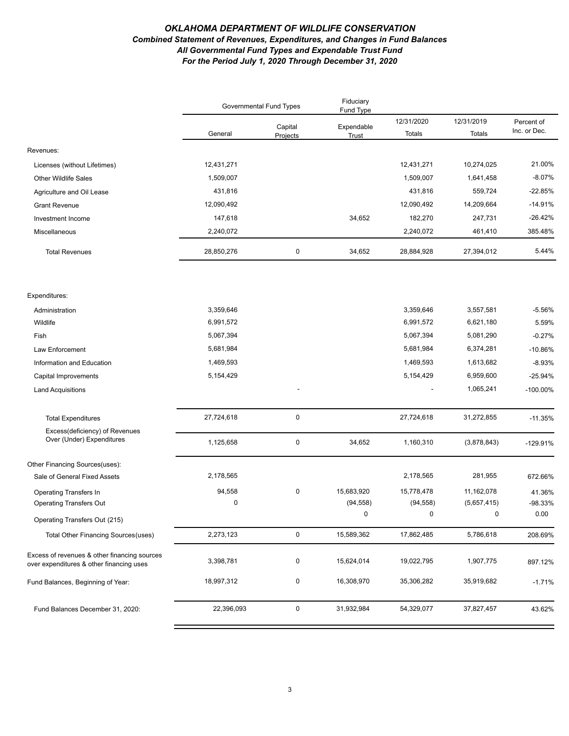# *OKLAHOMA DEPARTMENT OF WILDLIFE CONSERVATION*

### *Combined Statement of Revenues, Expenditures, and Changes in Fund Balances*
### *All Governmental Fund Types and Expendable Trust Fund*
### *For the Period July 1, 2020 Through December 31, 2020*

| | Governmental Fund Types | | Fiduciary Fund Type | | | |
|---|---|---|---|---|---|---|
| | General | Capital Projects | Expendable Trust | 12/31/2020 Totals | 12/31/2019 Totals | Percent of Inc. or Dec. |
| Revenues: | | | | | | |
| Licenses (without Lifetimes) | 12,431,271 | | | 12,431,271 | 10,274,025 | 21.00% |
| Other Wildlife Sales | 1,509,007 | | | 1,509,007 | 1,641,458 | -8.07% |
| Agriculture and Oil Lease | 431,816 | | | 431,816 | 559,724 | -22.85% |
| Grant Revenue | 12,090,492 | | | 12,090,492 | 14,209,664 | -14.91% |
| Investment Income | 147,618 | | 34,652 | 182,270 | 247,731 | -26.42% |
| Miscellaneous | 2,240,072 | | | 2,240,072 | 461,410 | 385.48% |
| Total Revenues | 28,850,276 | 0 | 34,652 | 28,884,928 | 27,394,012 | 5.44% |
| Expenditures: | | | | | | |
| Administration | 3,359,646 | | | 3,359,646 | 3,557,581 | -5.56% |
| Wildlife | 6,991,572 | | | 6,991,572 | 6,621,180 | 5.59% |
| Fish | 5,067,394 | | | 5,067,394 | 5,081,290 | -0.27% |
| Law Enforcement | 5,681,984 | | | 5,681,984 | 6,374,281 | -10.86% |
| Information and Education | 1,469,593 | | | 1,469,593 | 1,613,682 | -8.93% |
| Capital Improvements | 5,154,429 | | | 5,154,429 | 6,959,600 | -25.94% |
| Land Acquisitions | | - | | - | 1,065,241 | -100.00% |
| Total Expenditures | 27,724,618 | 0 | | 27,724,618 | 31,272,855 | -11.35% |
| Excess(deficiency) of Revenues Over (Under) Expenditures | 1,125,658 | 0 | 34,652 | 1,160,310 | (3,878,843) | -129.91% |
| Other Financing Sources(uses): | | | | | | |
| Sale of General Fixed Assets | 2,178,565 | | | 2,178,565 | 281,955 | 672.66% |
| Operating Transfers In | 94,558 | 0 | 15,683,920 | 15,778,478 | 11,162,078 | 41.36% |
| Operating Transfers Out | 0 | | (94,558) | (94,558) | (5,657,415) | -98.33% |
| Operating Transfers Out (215) | | | 0 | 0 | 0 | 0.00 |
| Total Other Financing Sources(uses) | 2,273,123 | 0 | 15,589,362 | 17,862,485 | 5,786,618 | 208.69% |
| Excess of revenues & other financing sources over expenditures & other financing uses | 3,398,781 | 0 | 15,624,014 | 19,022,795 | 1,907,775 | 897.12% |
| Fund Balances, Beginning of Year: | 18,997,312 | 0 | 16,308,970 | 35,306,282 | 35,919,682 | -1.71% |
| Fund Balances December 31, 2020: | 22,396,093 | 0 | 31,932,984 | 54,329,077 | 37,827,457 | 43.62% |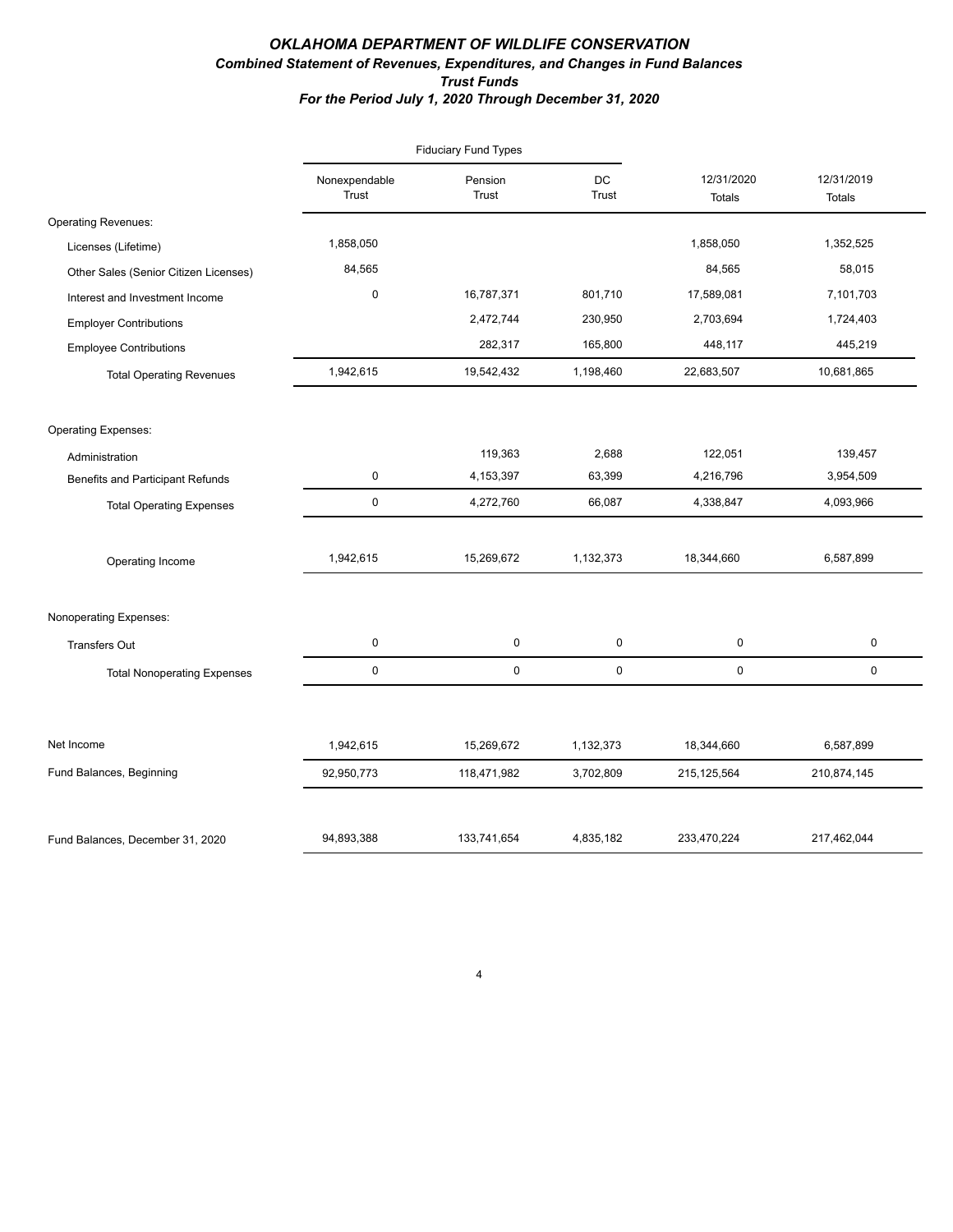# *OKLAHOMA DEPARTMENT OF WILDLIFE CONSERVATION*

## *Combined Statement of Revenues, Expenditures, and Changes in Fund Balances*

### *Trust Funds*

### *For the Period July 1, 2020 Through December 31, 2020*

| | Fiduciary Fund Types | | | | |
|---|---|---|---|---|---|
| | Nonexpendable Trust | Pension Trust | DC Trust | 12/31/2020 Totals | 12/31/2019 Totals |
| Operating Revenues: | | | | | |
| Licenses (Lifetime) | 1,858,050 | | | 1,858,050 | 1,352,525 |
| Other Sales (Senior Citizen Licenses) | 84,565 | | | 84,565 | 58,015 |
| Interest and Investment Income | 0 | 16,787,371 | 801,710 | 17,589,081 | 7,101,703 |
| Employer Contributions | | 2,472,744 | 230,950 | 2,703,694 | 1,724,403 |
| Employee Contributions | | 282,317 | 165,800 | 448,117 | 445,219 |
| Total Operating Revenues | 1,942,615 | 19,542,432 | 1,198,460 | 22,683,507 | 10,681,865 |
| Operating Expenses: | | | | | |
| Administration | | 119,363 | 2,688 | 122,051 | 139,457 |
| Benefits and Participant Refunds | 0 | 4,153,397 | 63,399 | 4,216,796 | 3,954,509 |
| Total Operating Expenses | 0 | 4,272,760 | 66,087 | 4,338,847 | 4,093,966 |
| Operating Income | 1,942,615 | 15,269,672 | 1,132,373 | 18,344,660 | 6,587,899 |
| Nonoperating Expenses: | | | | | |
| Transfers Out | 0 | 0 | 0 | 0 | 0 |
| Total Nonoperating Expenses | 0 | 0 | 0 | 0 | 0 |
| Net Income | 1,942,615 | 15,269,672 | 1,132,373 | 18,344,660 | 6,587,899 |
| Fund Balances, Beginning | 92,950,773 | 118,471,982 | 3,702,809 | 215,125,564 | 210,874,145 |
| Fund Balances, December 31, 2020 | 94,893,388 | 133,741,654 | 4,835,182 | 233,470,224 | 217,462,044 |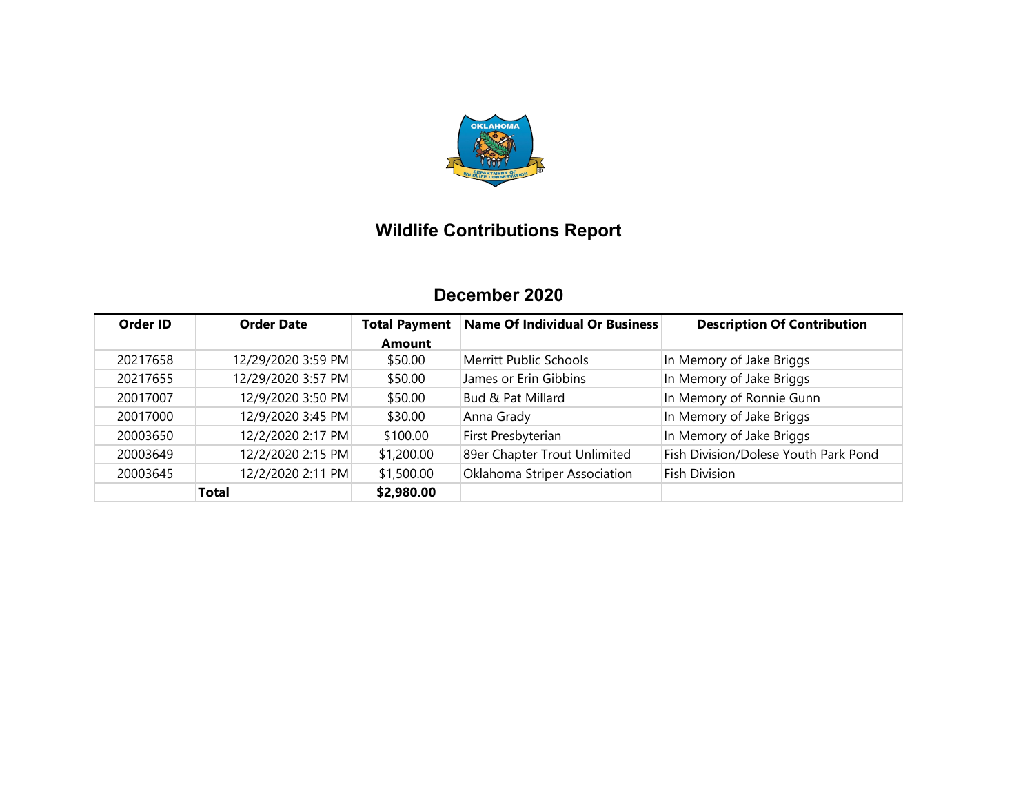# Wildlife Contributions Report

## December 2020

| Order ID | Order Date | Total Payment Amount | Name Of Individual Or Business | Description Of Contribution |
|---|---|---|---|---|
| 20217658 | 12/29/2020 3:59 PM | $50.00 | Merritt Public Schools | In Memory of Jake Briggs |
| 20217655 | 12/29/2020 3:57 PM | $50.00 | James or Erin Gibbins | In Memory of Jake Briggs |
| 20017007 | 12/9/2020 3:50 PM | $50.00 | Bud & Pat Millard | In Memory of Ronnie Gunn |
| 20017000 | 12/9/2020 3:45 PM | $30.00 | Anna Grady | In Memory of Jake Briggs |
| 20003650 | 12/2/2020 2:17 PM | $100.00 | First Presbyterian | In Memory of Jake Briggs |
| 20003649 | 12/2/2020 2:15 PM | $1,200.00 | 89er Chapter Trout Unlimited | Fish Division/Dolese Youth Park Pond |
| 20003645 | 12/2/2020 2:11 PM | $1,500.00 | Oklahoma Striper Association | Fish Division |
| | **Total** | **$2,980.00** | | |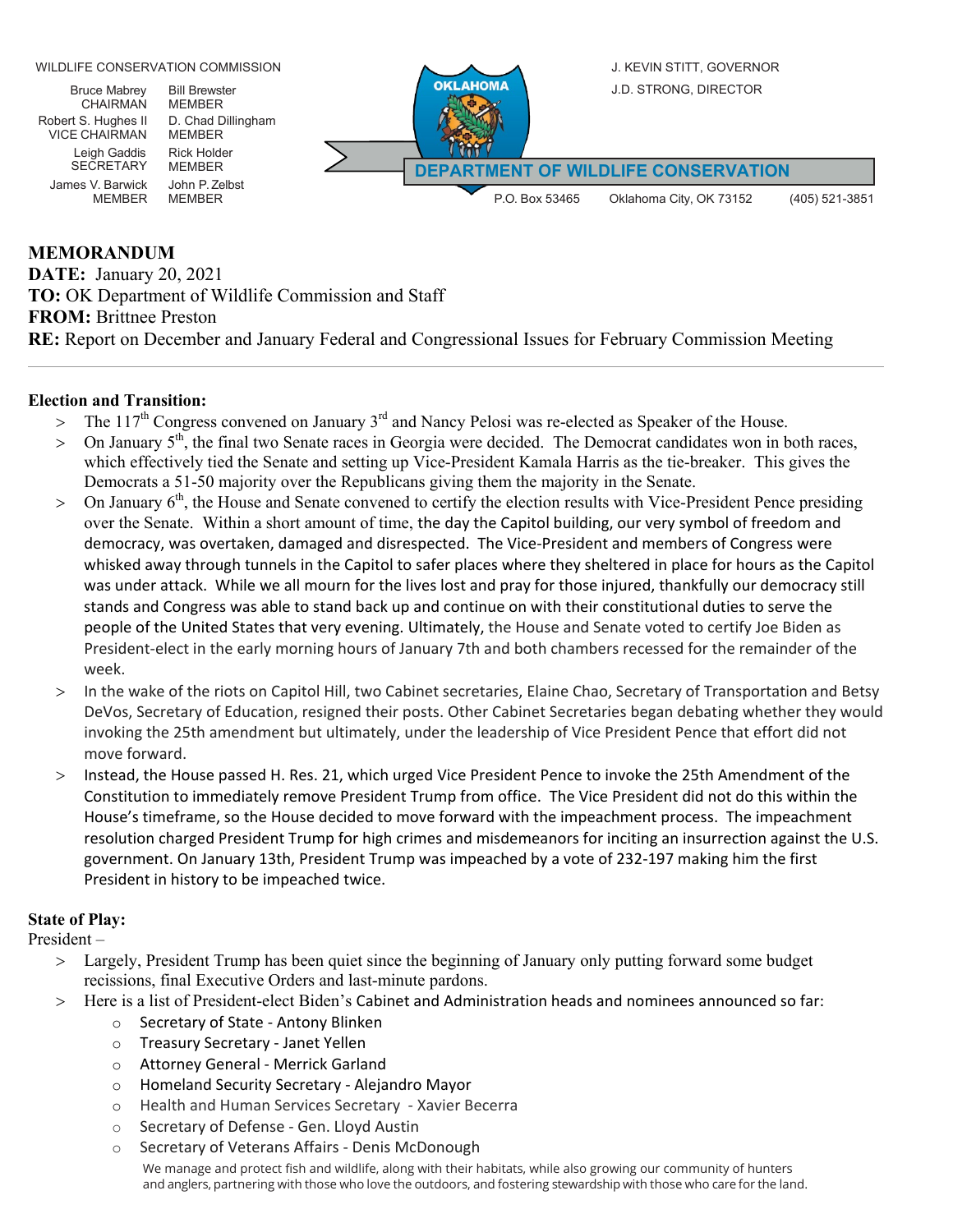WILDLIFE CONSERVATION COMMISSION

Bruce Mabrey, CHAIRMAN
Robert S. Hughes II, VICE CHAIRMAN
Leigh Gaddis, SECRETARY
James V. Barwick, MEMBER
Bill Brewster, MEMBER
D. Chad Dillingham, MEMBER
Rick Holder, MEMBER
John P. Zelbst, MEMBER

J. KEVIN STITT, GOVERNOR
J.D. STRONG, DIRECTOR

OKLAHOMA

**DEPARTMENT OF WILDLIFE CONSERVATION**

P.O. Box 53465 Oklahoma City, OK 73152 (405) 521-3851

**MEMORANDUM**
**DATE:** January 20, 2021
**TO:** OK Department of Wildlife Commission and Staff
**FROM:** Brittnee Preston
**RE:** Report on December and January Federal and Congressional Issues for February Commission Meeting

---

**Election and Transition:**

> The 117th Congress convened on January 3rd and Nancy Pelosi was re-elected as Speaker of the House.

> On January 5th, the final two Senate races in Georgia were decided. The Democrat candidates won in both races, which effectively tied the Senate and setting up Vice-President Kamala Harris as the tie-breaker. This gives the Democrats a 51-50 majority over the Republicans giving them the majority in the Senate.

> On January 6th, the House and Senate convened to certify the election results with Vice-President Pence presiding over the Senate. Within a short amount of time, the day the Capitol building, our very symbol of freedom and democracy, was overtaken, damaged and disrespected. The Vice-President and members of Congress were whisked away through tunnels in the Capitol to safer places where they sheltered in place for hours as the Capitol was under attack. While we all mourn for the lives lost and pray for those injured, thankfully our democracy still stands and Congress was able to stand back up and continue on with their constitutional duties to serve the people of the United States that very evening. Ultimately, the House and Senate voted to certify Joe Biden as President-elect in the early morning hours of January 7th and both chambers recessed for the remainder of the week.

> In the wake of the riots on Capitol Hill, two Cabinet secretaries, Elaine Chao, Secretary of Transportation and Betsy DeVos, Secretary of Education, resigned their posts. Other Cabinet Secretaries began debating whether they would invoking the 25th amendment but ultimately, under the leadership of Vice President Pence that effort did not move forward.

> Instead, the House passed H. Res. 21, which urged Vice President Pence to invoke the 25th Amendment of the Constitution to immediately remove President Trump from office. The Vice President did not do this within the House's timeframe, so the House decided to move forward with the impeachment process. The impeachment resolution charged President Trump for high crimes and misdemeanors for inciting an insurrection against the U.S. government. On January 13th, President Trump was impeached by a vote of 232-197 making him the first President in history to be impeached twice.

**State of Play:**

President –

> Largely, President Trump has been quiet since the beginning of January only putting forward some budget recissions, final Executive Orders and last-minute pardons.

> Here is a list of President-elect Biden's Cabinet and Administration heads and nominees announced so far:

- Secretary of State - Antony Blinken
- Treasury Secretary - Janet Yellen
- Attorney General - Merrick Garland
- Homeland Security Secretary - Alejandro Mayor
- Health and Human Services Secretary - Xavier Becerra
- Secretary of Defense - Gen. Lloyd Austin
- Secretary of Veterans Affairs - Denis McDonough

We manage and protect fish and wildlife, along with their habitats, while also growing our community of hunters and anglers, partnering with those who love the outdoors, and fostering stewardship with those who care for the land.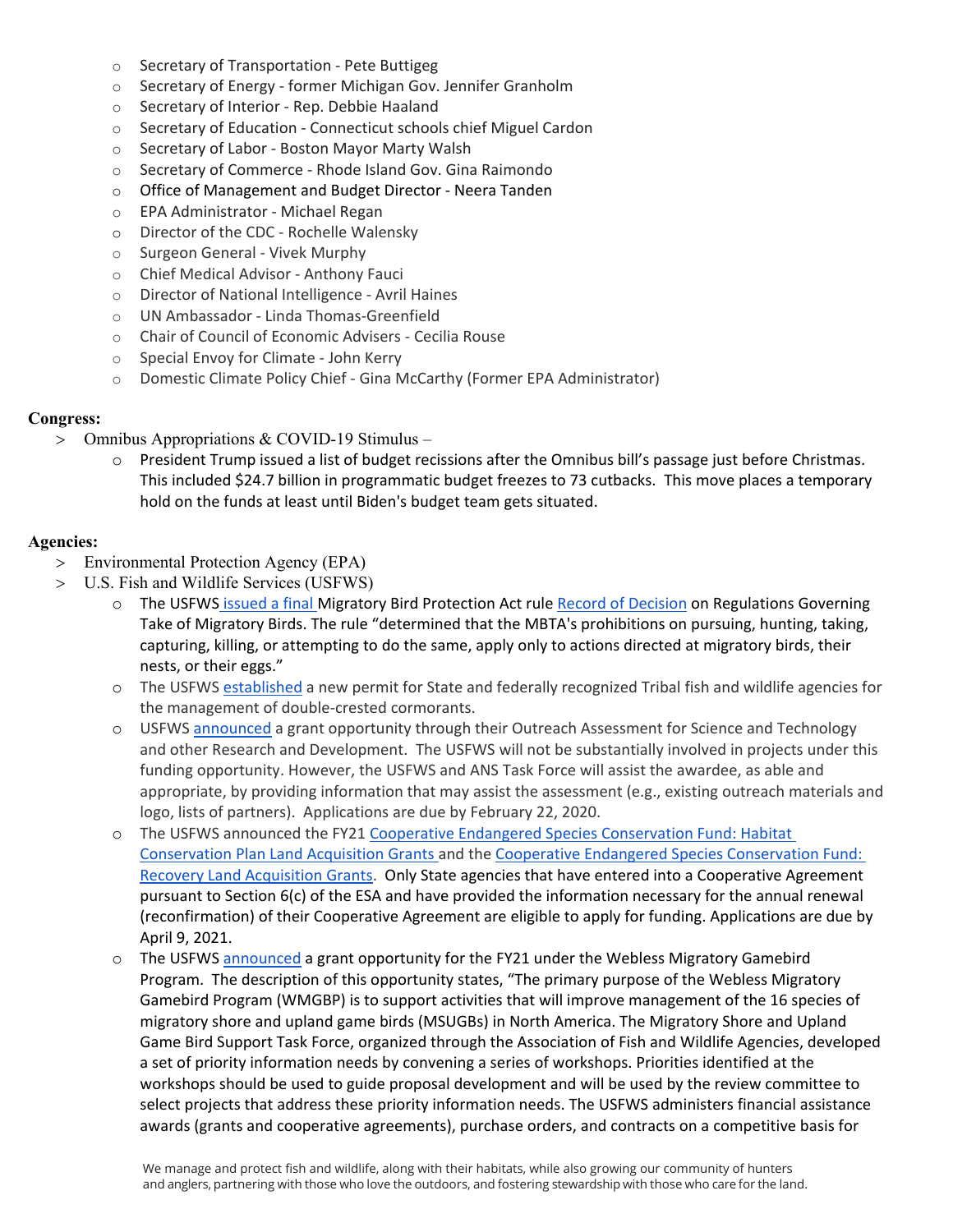- Secretary of Transportation - Pete Buttigeg
- Secretary of Energy - former Michigan Gov. Jennifer Granholm
- Secretary of Interior - Rep. Debbie Haaland
- Secretary of Education - Connecticut schools chief Miguel Cardon
- Secretary of Labor - Boston Mayor Marty Walsh
- Secretary of Commerce - Rhode Island Gov. Gina Raimondo
- Office of Management and Budget Director - Neera Tanden
- EPA Administrator - Michael Regan
- Director of the CDC - Rochelle Walensky
- Surgeon General - Vivek Murphy
- Chief Medical Advisor - Anthony Fauci
- Director of National Intelligence - Avril Haines
- UN Ambassador - Linda Thomas-Greenfield
- Chair of Council of Economic Advisers - Cecilia Rouse
- Special Envoy for Climate - John Kerry
- Domestic Climate Policy Chief - Gina McCarthy (Former EPA Administrator)

**Congress:**

- Omnibus Appropriations & COVID-19 Stimulus –
  - President Trump issued a list of budget recissions after the Omnibus bill's passage just before Christmas. This included $24.7 billion in programmatic budget freezes to 73 cutbacks. This move places a temporary hold on the funds at least until Biden's budget team gets situated.

**Agencies:**

- Environmental Protection Agency (EPA)
- U.S. Fish and Wildlife Services (USFWS)
  - The USFWS issued a final Migratory Bird Protection Act rule Record of Decision on Regulations Governing Take of Migratory Birds. The rule "determined that the MBTA's prohibitions on pursuing, hunting, taking, capturing, killing, or attempting to do the same, apply only to actions directed at migratory birds, their nests, or their eggs."
  - The USFWS established a new permit for State and federally recognized Tribal fish and wildlife agencies for the management of double-crested cormorants.
  - USFWS announced a grant opportunity through their Outreach Assessment for Science and Technology and other Research and Development. The USFWS will not be substantially involved in projects under this funding opportunity. However, the USFWS and ANS Task Force will assist the awardee, as able and appropriate, by providing information that may assist the assessment (e.g., existing outreach materials and logo, lists of partners). Applications are due by February 22, 2020.
  - The USFWS announced the FY21 Cooperative Endangered Species Conservation Fund: Habitat Conservation Plan Land Acquisition Grants and the Cooperative Endangered Species Conservation Fund: Recovery Land Acquisition Grants. Only State agencies that have entered into a Cooperative Agreement pursuant to Section 6(c) of the ESA and have provided the information necessary for the annual renewal (reconfirmation) of their Cooperative Agreement are eligible to apply for funding. Applications are due by April 9, 2021.
  - The USFWS announced a grant opportunity for the FY21 under the Webless Migratory Gamebird Program. The description of this opportunity states, "The primary purpose of the Webless Migratory Gamebird Program (WMGBP) is to support activities that will improve management of the 16 species of migratory shore and upland game birds (MSUGBs) in North America. The Migratory Shore and Upland Game Bird Support Task Force, organized through the Association of Fish and Wildlife Agencies, developed a set of priority information needs by convening a series of workshops. Priorities identified at the workshops should be used to guide proposal development and will be used by the review committee to select projects that address these priority information needs. The USFWS administers financial assistance awards (grants and cooperative agreements), purchase orders, and contracts on a competitive basis for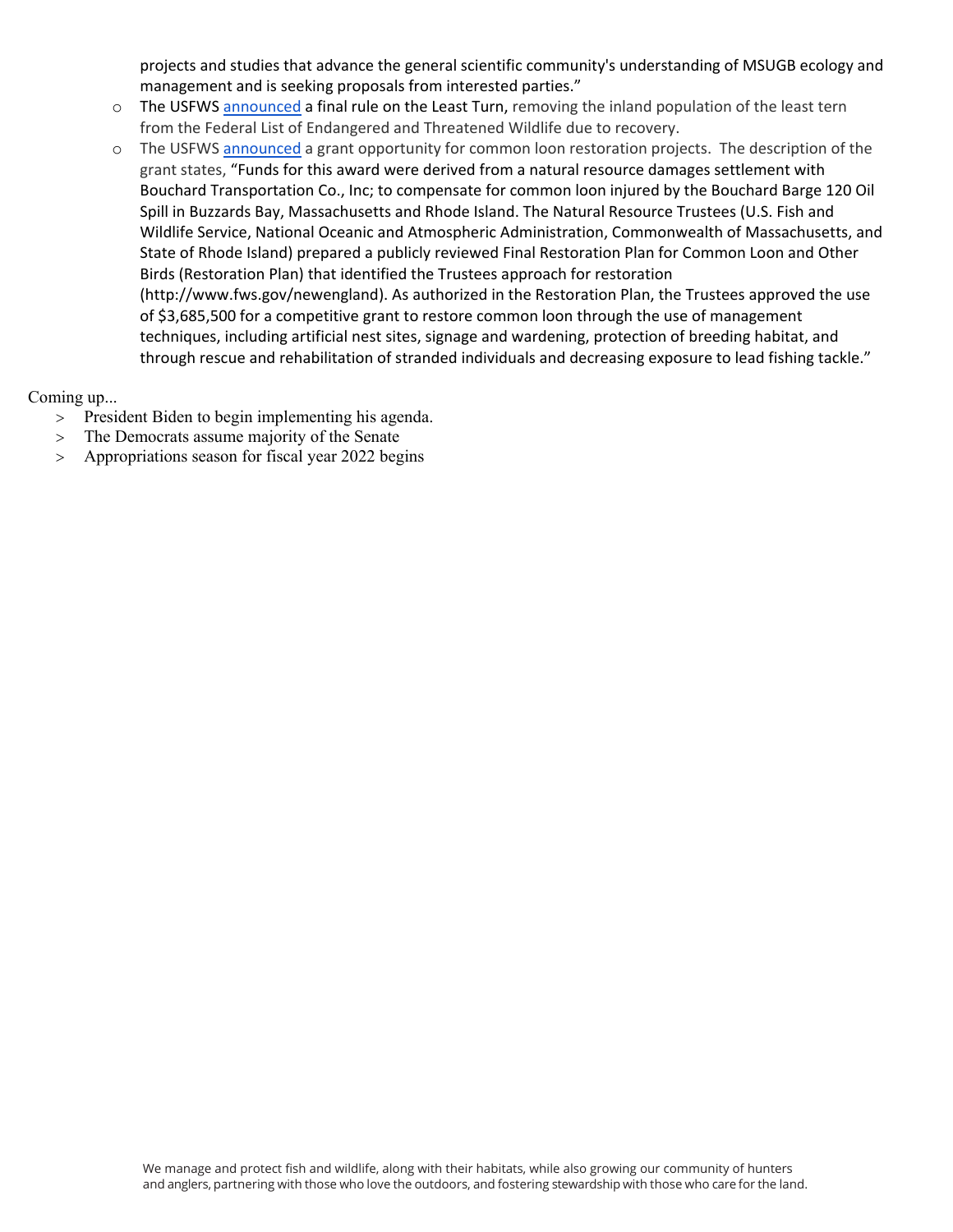projects and studies that advance the general scientific community's understanding of MSUGB ecology and management and is seeking proposals from interested parties."

- The USFWS [announced](#) a final rule on the Least Turn, removing the inland population of the least tern from the Federal List of Endangered and Threatened Wildlife due to recovery.
- The USFWS [announced](#) a grant opportunity for common loon restoration projects. The description of the grant states, "Funds for this award were derived from a natural resource damages settlement with Bouchard Transportation Co., Inc; to compensate for common loon injured by the Bouchard Barge 120 Oil Spill in Buzzards Bay, Massachusetts and Rhode Island. The Natural Resource Trustees (U.S. Fish and Wildlife Service, National Oceanic and Atmospheric Administration, Commonwealth of Massachusetts, and State of Rhode Island) prepared a publicly reviewed Final Restoration Plan for Common Loon and Other Birds (Restoration Plan) that identified the Trustees approach for restoration (http://www.fws.gov/newengland). As authorized in the Restoration Plan, the Trustees approved the use of $3,685,500 for a competitive grant to restore common loon through the use of management techniques, including artificial nest sites, signage and wardening, protection of breeding habitat, and through rescue and rehabilitation of stranded individuals and decreasing exposure to lead fishing tackle."

Coming up...

- President Biden to begin implementing his agenda.
- The Democrats assume majority of the Senate
- Appropriations season for fiscal year 2022 begins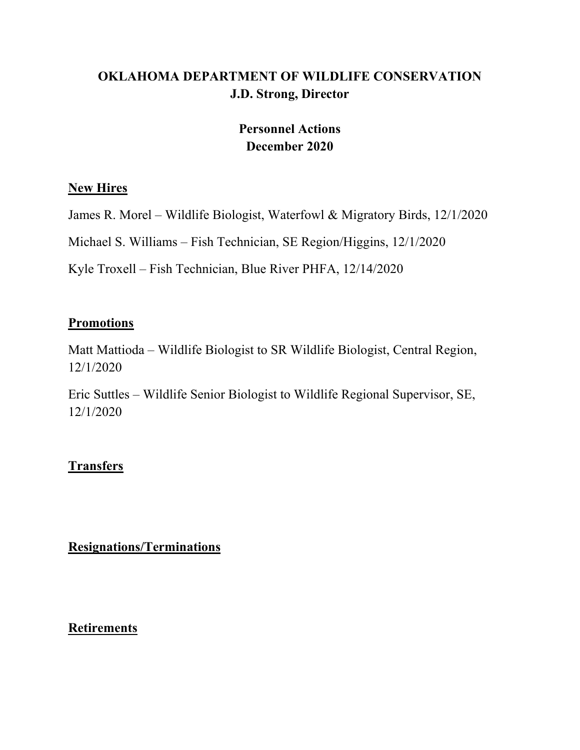**OKLAHOMA DEPARTMENT OF WILDLIFE CONSERVATION**
**J.D. Strong, Director**

**Personnel Actions**
**December 2020**

## New Hires

James R. Morel – Wildlife Biologist, Waterfowl & Migratory Birds, 12/1/2020

Michael S. Williams – Fish Technician, SE Region/Higgins, 12/1/2020

Kyle Troxell – Fish Technician, Blue River PHFA, 12/14/2020

## Promotions

Matt Mattioda – Wildlife Biologist to SR Wildlife Biologist, Central Region, 12/1/2020

Eric Suttles – Wildlife Senior Biologist to Wildlife Regional Supervisor, SE, 12/1/2020

## Transfers

## Resignations/Terminations

## Retirements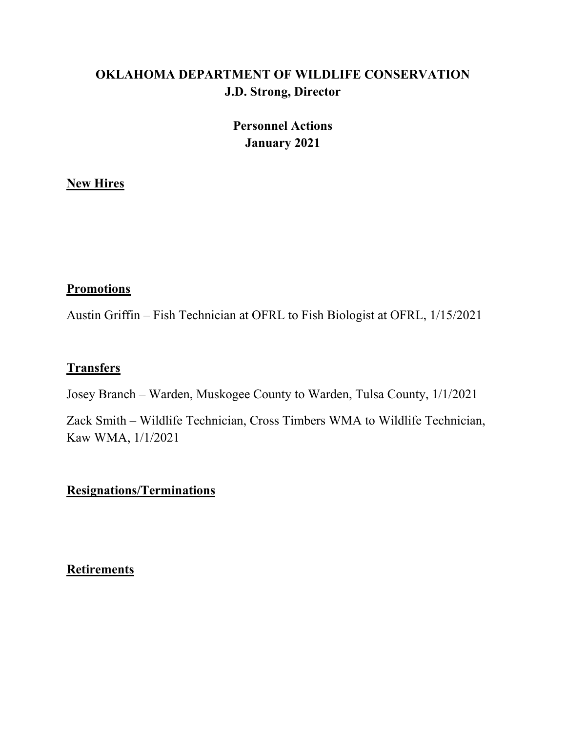# OKLAHOMA DEPARTMENT OF WILDLIFE CONSERVATION
## J.D. Strong, Director

## Personnel Actions
## January 2021

**New Hires**

**Promotions**

Austin Griffin – Fish Technician at OFRL to Fish Biologist at OFRL, 1/15/2021

**Transfers**

Josey Branch – Warden, Muskogee County to Warden, Tulsa County, 1/1/2021

Zack Smith – Wildlife Technician, Cross Timbers WMA to Wildlife Technician, Kaw WMA, 1/1/2021

**Resignations/Terminations**

**Retirements**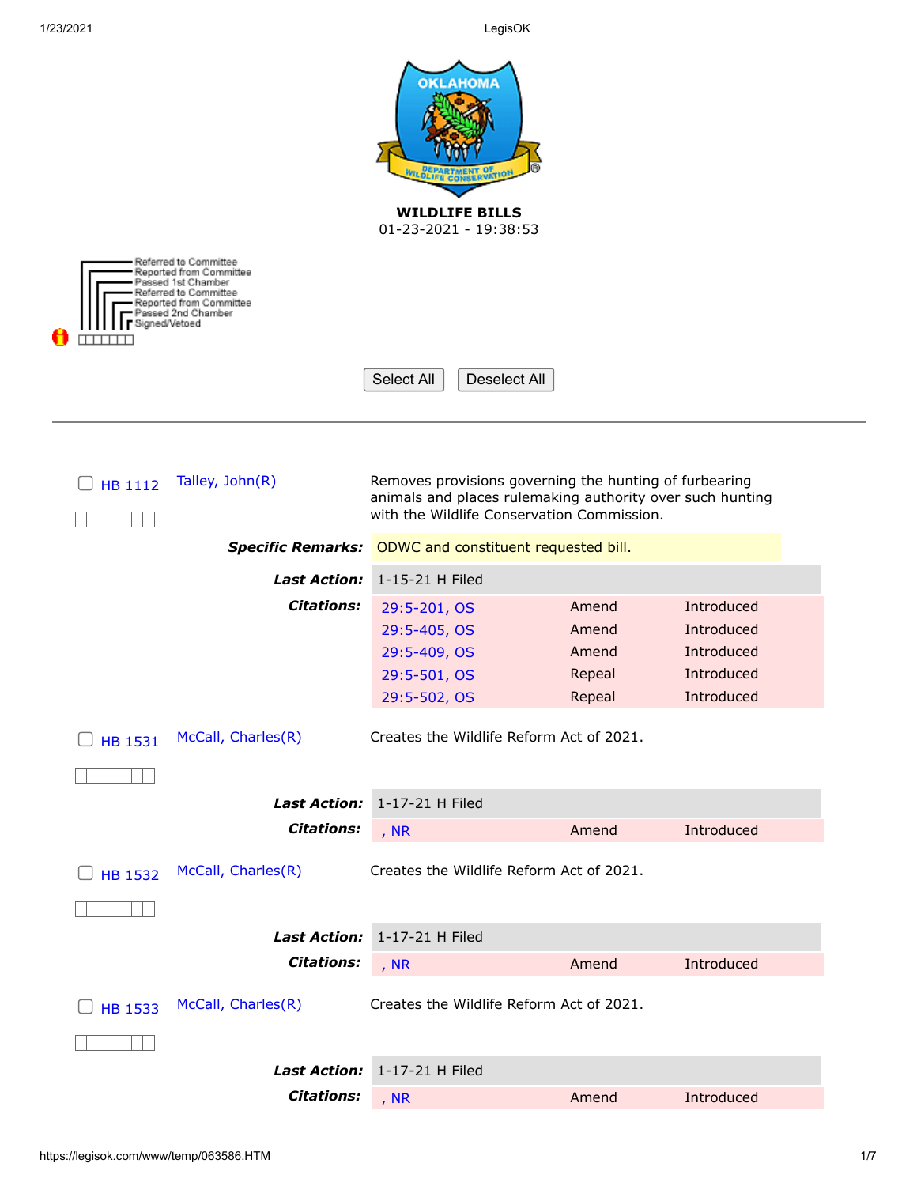**WILDLIFE BILLS**
01-23-2021 - 19:38:53

Referred to Committee
Reported from Committee
Passed 1st Chamber
Referred to Committee
Reported from Committee
Passed 2nd Chamber
Signed/Vetoed

Select All | Deselect All

---

**HB 1112** — Talley, John(R)

Removes provisions governing the hunting of furbearing animals and places rulemaking authority over such hunting with the Wildlife Conservation Commission.

***Specific Remarks:*** ODWC and constituent requested bill.

***Last Action:*** 1-15-21 H Filed

***Citations:***

| | | |
|---|---|---|
| 29:5-201, OS | Amend | Introduced |
| 29:5-405, OS | Amend | Introduced |
| 29:5-409, OS | Amend | Introduced |
| 29:5-501, OS | Repeal | Introduced |
| 29:5-502, OS | Repeal | Introduced |

**HB 1531** — McCall, Charles(R)

Creates the Wildlife Reform Act of 2021.

***Last Action:*** 1-17-21 H Filed

***Citations:***

| | | |
|---|---|---|
| , NR | Amend | Introduced |

**HB 1532** — McCall, Charles(R)

Creates the Wildlife Reform Act of 2021.

***Last Action:*** 1-17-21 H Filed

***Citations:***

| | | |
|---|---|---|
| , NR | Amend | Introduced |

**HB 1533** — McCall, Charles(R)

Creates the Wildlife Reform Act of 2021.

***Last Action:*** 1-17-21 H Filed

***Citations:***

| | | |
|---|---|---|
| , NR | Amend | Introduced |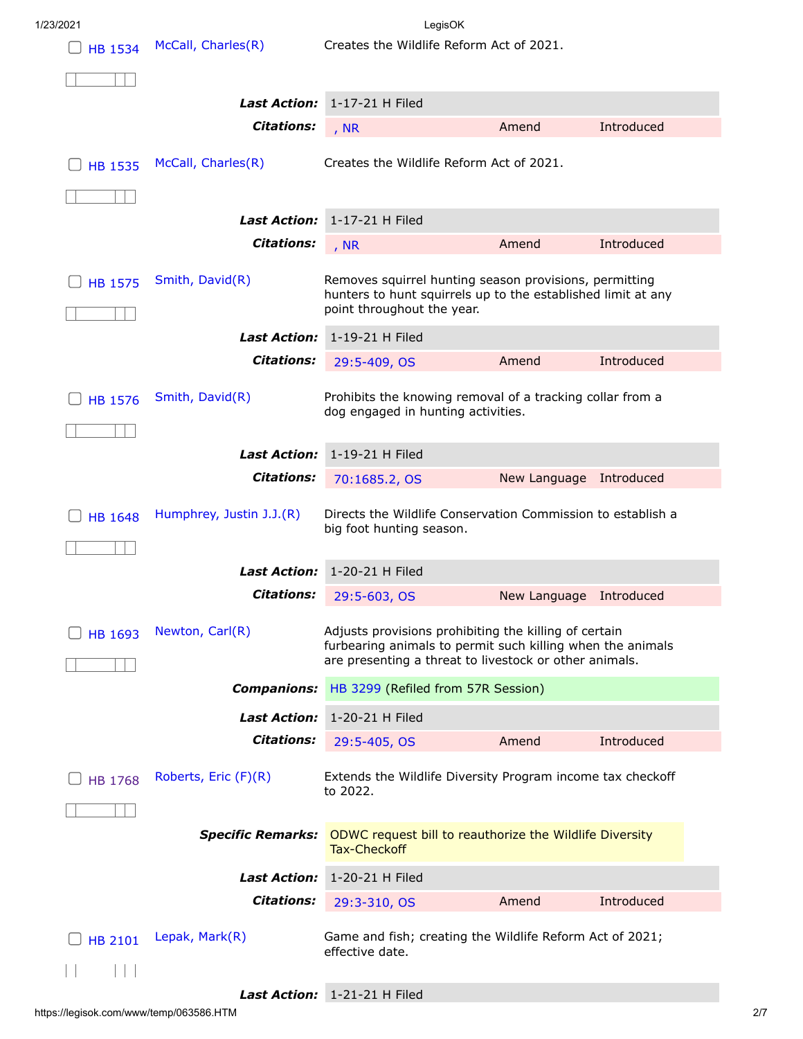**HB 1534** McCall, Charles(R) — Creates the Wildlife Reform Act of 2021.

| | | | |
|---|---|---|---|
| ***Last Action:*** | 1-17-21 H Filed | | |
| ***Citations:*** | , NR | Amend | Introduced |

**HB 1535** McCall, Charles(R) — Creates the Wildlife Reform Act of 2021.

| | | | |
|---|---|---|---|
| ***Last Action:*** | 1-17-21 H Filed | | |
| ***Citations:*** | , NR | Amend | Introduced |

**HB 1575** Smith, David(R) — Removes squirrel hunting season provisions, permitting hunters to hunt squirrels up to the established limit at any point throughout the year.

| | | | |
|---|---|---|---|
| ***Last Action:*** | 1-19-21 H Filed | | |
| ***Citations:*** | 29:5-409, OS | Amend | Introduced |

**HB 1576** Smith, David(R) — Prohibits the knowing removal of a tracking collar from a dog engaged in hunting activities.

| | | | |
|---|---|---|---|
| ***Last Action:*** | 1-19-21 H Filed | | |
| ***Citations:*** | 70:1685.2, OS | New Language | Introduced |

**HB 1648** Humphrey, Justin J.J.(R) — Directs the Wildlife Conservation Commission to establish a big foot hunting season.

| | | | |
|---|---|---|---|
| ***Last Action:*** | 1-20-21 H Filed | | |
| ***Citations:*** | 29:5-603, OS | New Language | Introduced |

**HB 1693** Newton, Carl(R) — Adjusts provisions prohibiting the killing of certain furbearing animals to permit such killing when the animals are presenting a threat to livestock or other animals.

| | | | |
|---|---|---|---|
| ***Companions:*** | HB 3299 (Refiled from 57R Session) | | |
| ***Last Action:*** | 1-20-21 H Filed | | |
| ***Citations:*** | 29:5-405, OS | Amend | Introduced |

**HB 1768** Roberts, Eric (F)(R) — Extends the Wildlife Diversity Program income tax checkoff to 2022.

| | | | |
|---|---|---|---|
| ***Specific Remarks:*** | ODWC request bill to reauthorize the Wildlife Diversity Tax-Checkoff | | |
| ***Last Action:*** | 1-20-21 H Filed | | |
| ***Citations:*** | 29:3-310, OS | Amend | Introduced |

**HB 2101** Lepak, Mark(R) — Game and fish; creating the Wildlife Reform Act of 2021; effective date.

| | |
|---|---|
| ***Last Action:*** | 1-21-21 H Filed |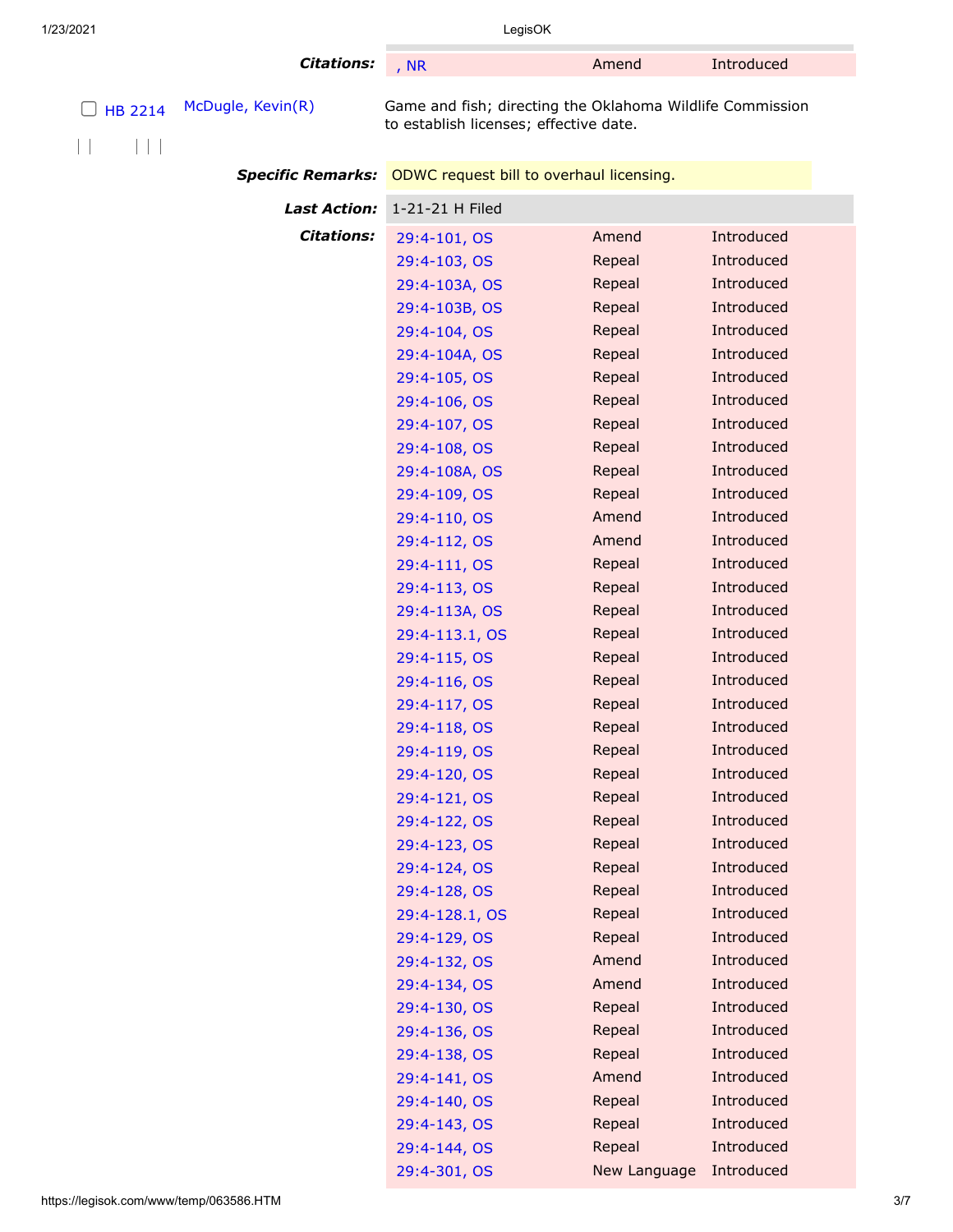**Citations:** | , NR | Amend | Introduced |

HB 2214 | McDugle, Kevin(R) | Game and fish; directing the Oklahoma Wildlife Commission to establish licenses; effective date.

**Specific Remarks:** ODWC request bill to overhaul licensing.

**Last Action:** 1-21-21 H Filed

**Citations:**

| Citation | Action | Status |
|---|---|---|
| 29:4-101, OS | Amend | Introduced |
| 29:4-103, OS | Repeal | Introduced |
| 29:4-103A, OS | Repeal | Introduced |
| 29:4-103B, OS | Repeal | Introduced |
| 29:4-104, OS | Repeal | Introduced |
| 29:4-104A, OS | Repeal | Introduced |
| 29:4-105, OS | Repeal | Introduced |
| 29:4-106, OS | Repeal | Introduced |
| 29:4-107, OS | Repeal | Introduced |
| 29:4-108, OS | Repeal | Introduced |
| 29:4-108A, OS | Repeal | Introduced |
| 29:4-109, OS | Repeal | Introduced |
| 29:4-110, OS | Amend | Introduced |
| 29:4-112, OS | Amend | Introduced |
| 29:4-111, OS | Repeal | Introduced |
| 29:4-113, OS | Repeal | Introduced |
| 29:4-113A, OS | Repeal | Introduced |
| 29:4-113.1, OS | Repeal | Introduced |
| 29:4-115, OS | Repeal | Introduced |
| 29:4-116, OS | Repeal | Introduced |
| 29:4-117, OS | Repeal | Introduced |
| 29:4-118, OS | Repeal | Introduced |
| 29:4-119, OS | Repeal | Introduced |
| 29:4-120, OS | Repeal | Introduced |
| 29:4-121, OS | Repeal | Introduced |
| 29:4-122, OS | Repeal | Introduced |
| 29:4-123, OS | Repeal | Introduced |
| 29:4-124, OS | Repeal | Introduced |
| 29:4-128, OS | Repeal | Introduced |
| 29:4-128.1, OS | Repeal | Introduced |
| 29:4-129, OS | Repeal | Introduced |
| 29:4-132, OS | Amend | Introduced |
| 29:4-134, OS | Amend | Introduced |
| 29:4-130, OS | Repeal | Introduced |
| 29:4-136, OS | Repeal | Introduced |
| 29:4-138, OS | Repeal | Introduced |
| 29:4-141, OS | Amend | Introduced |
| 29:4-140, OS | Repeal | Introduced |
| 29:4-143, OS | Repeal | Introduced |
| 29:4-144, OS | Repeal | Introduced |
| 29:4-301, OS | New Language | Introduced |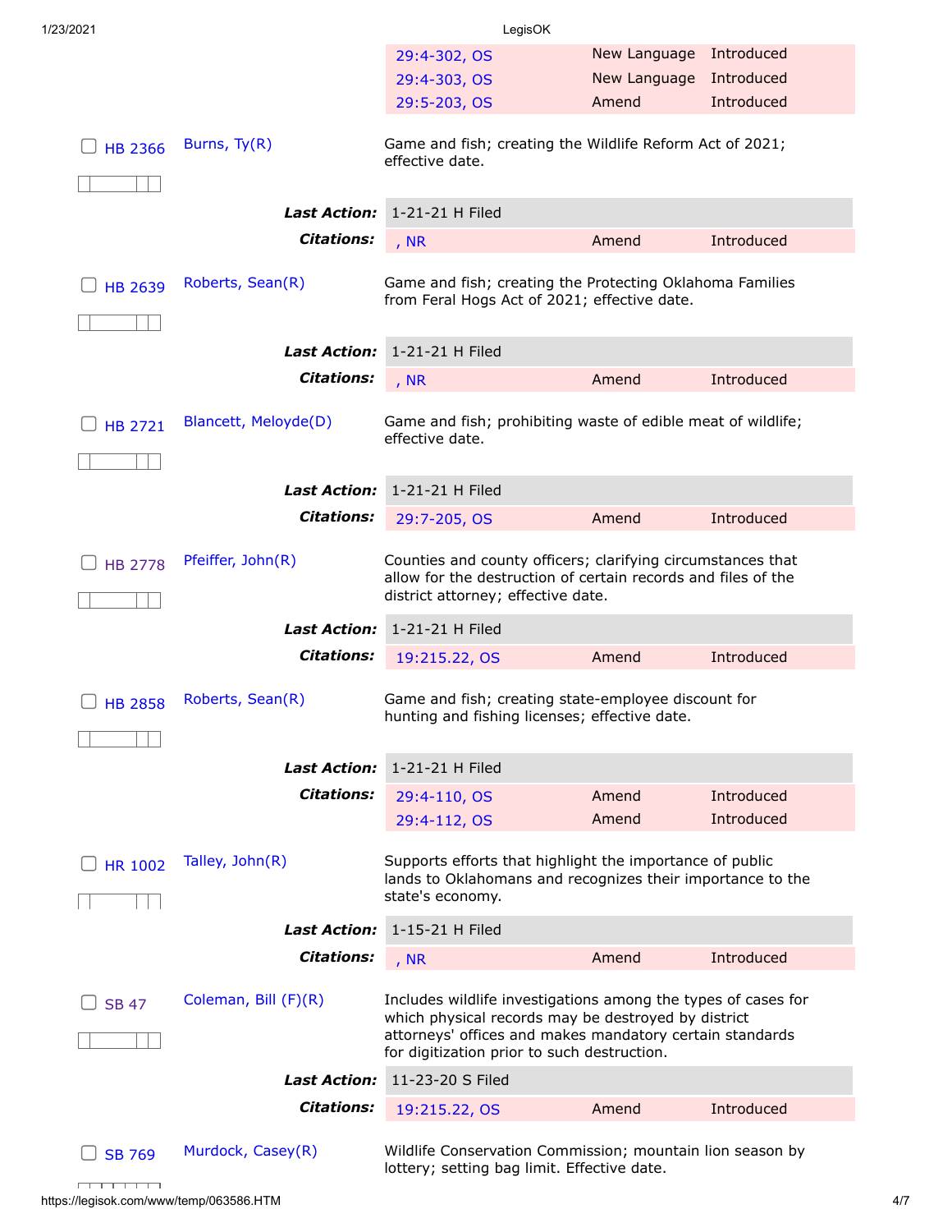| | | |
|---|---|---|
| 29:4-302, OS | New Language | Introduced |
| 29:4-303, OS | New Language | Introduced |
| 29:5-203, OS | Amend | Introduced |

**HB 2366** — Burns, Ty(R)

Game and fish; creating the Wildlife Reform Act of 2021; effective date.

***Last Action:*** 1-21-21 H Filed

***Citations:***

| | | |
|---|---|---|
| , NR | Amend | Introduced |

**HB 2639** — Roberts, Sean(R)

Game and fish; creating the Protecting Oklahoma Families from Feral Hogs Act of 2021; effective date.

***Last Action:*** 1-21-21 H Filed

***Citations:***

| | | |
|---|---|---|
| , NR | Amend | Introduced |

**HB 2721** — Blancett, Meloyde(D)

Game and fish; prohibiting waste of edible meat of wildlife; effective date.

***Last Action:*** 1-21-21 H Filed

***Citations:***

| | | |
|---|---|---|
| 29:7-205, OS | Amend | Introduced |

**HB 2778** — Pfeiffer, John(R)

Counties and county officers; clarifying circumstances that allow for the destruction of certain records and files of the district attorney; effective date.

***Last Action:*** 1-21-21 H Filed

***Citations:***

| | | |
|---|---|---|
| 19:215.22, OS | Amend | Introduced |

**HB 2858** — Roberts, Sean(R)

Game and fish; creating state-employee discount for hunting and fishing licenses; effective date.

***Last Action:*** 1-21-21 H Filed

***Citations:***

| | | |
|---|---|---|
| 29:4-110, OS | Amend | Introduced |
| 29:4-112, OS | Amend | Introduced |

**HR 1002** — Talley, John(R)

Supports efforts that highlight the importance of public lands to Oklahomans and recognizes their importance to the state's economy.

***Last Action:*** 1-15-21 H Filed

***Citations:***

| | | |
|---|---|---|
| , NR | Amend | Introduced |

**SB 47** — Coleman, Bill (F)(R)

Includes wildlife investigations among the types of cases for which physical records may be destroyed by district attorneys' offices and makes mandatory certain standards for digitization prior to such destruction.

***Last Action:*** 11-23-20 S Filed

***Citations:***

| | | |
|---|---|---|
| 19:215.22, OS | Amend | Introduced |

**SB 769** — Murdock, Casey(R)

Wildlife Conservation Commission; mountain lion season by lottery; setting bag limit. Effective date.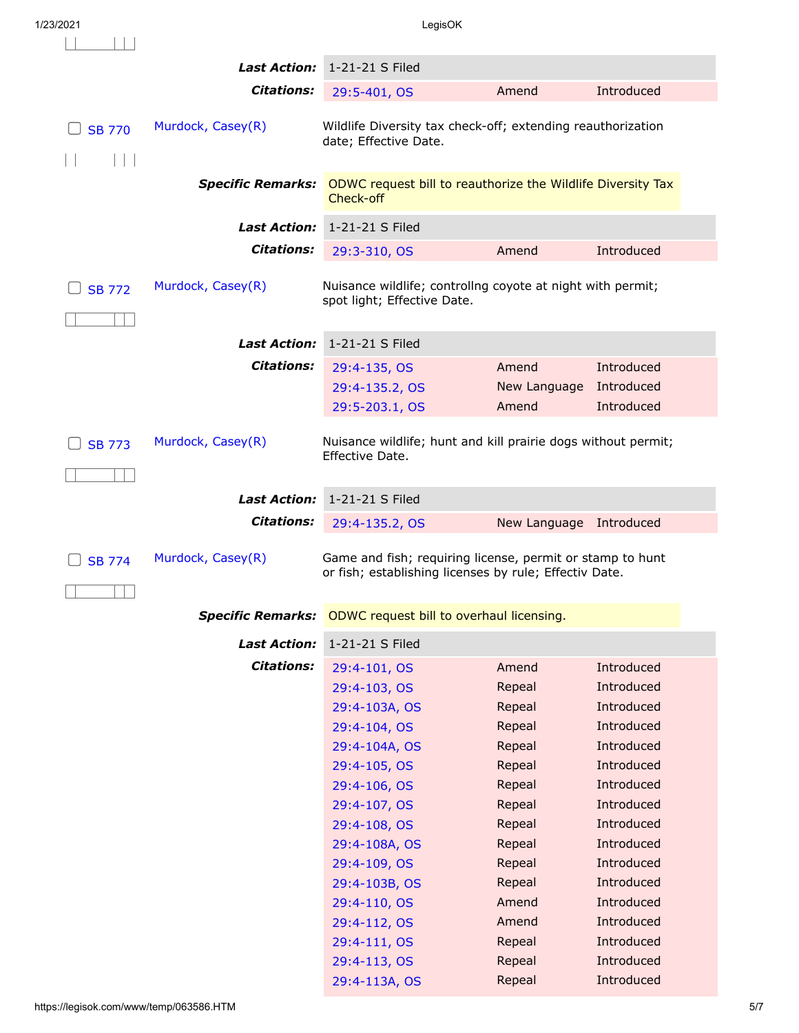**Last Action:** 1-21-21 S Filed

**Citations:**

| Citation | Action | Status |
|---|---|---|
| 29:5-401, OS | Amend | Introduced |

---

☐ **SB 770** — Murdock, Casey(R)

Wildlife Diversity tax check-off; extending reauthorization date; Effective Date.

**Specific Remarks:** ODWC request bill to reauthorize the Wildlife Diversity Tax Check-off

**Last Action:** 1-21-21 S Filed

**Citations:**

| Citation | Action | Status |
|---|---|---|
| 29:3-310, OS | Amend | Introduced |

---

☐ **SB 772** — Murdock, Casey(R)

Nuisance wildlife; controllng coyote at night with permit; spot light; Effective Date.

**Last Action:** 1-21-21 S Filed

**Citations:**

| Citation | Action | Status |
|---|---|---|
| 29:4-135, OS | Amend | Introduced |
| 29:4-135.2, OS | New Language | Introduced |
| 29:5-203.1, OS | Amend | Introduced |

---

☐ **SB 773** — Murdock, Casey(R)

Nuisance wildlife; hunt and kill prairie dogs without permit; Effective Date.

**Last Action:** 1-21-21 S Filed

**Citations:**

| Citation | Action | Status |
|---|---|---|
| 29:4-135.2, OS | New Language | Introduced |

---

☐ **SB 774** — Murdock, Casey(R)

Game and fish; requiring license, permit or stamp to hunt or fish; establishing licenses by rule; Effectiv Date.

**Specific Remarks:** ODWC request bill to overhaul licensing.

**Last Action:** 1-21-21 S Filed

**Citations:**

| Citation | Action | Status |
|---|---|---|
| 29:4-101, OS | Amend | Introduced |
| 29:4-103, OS | Repeal | Introduced |
| 29:4-103A, OS | Repeal | Introduced |
| 29:4-104, OS | Repeal | Introduced |
| 29:4-104A, OS | Repeal | Introduced |
| 29:4-105, OS | Repeal | Introduced |
| 29:4-106, OS | Repeal | Introduced |
| 29:4-107, OS | Repeal | Introduced |
| 29:4-108, OS | Repeal | Introduced |
| 29:4-108A, OS | Repeal | Introduced |
| 29:4-109, OS | Repeal | Introduced |
| 29:4-103B, OS | Repeal | Introduced |
| 29:4-110, OS | Amend | Introduced |
| 29:4-112, OS | Amend | Introduced |
| 29:4-111, OS | Repeal | Introduced |
| 29:4-113, OS | Repeal | Introduced |
| 29:4-113A, OS | Repeal | Introduced |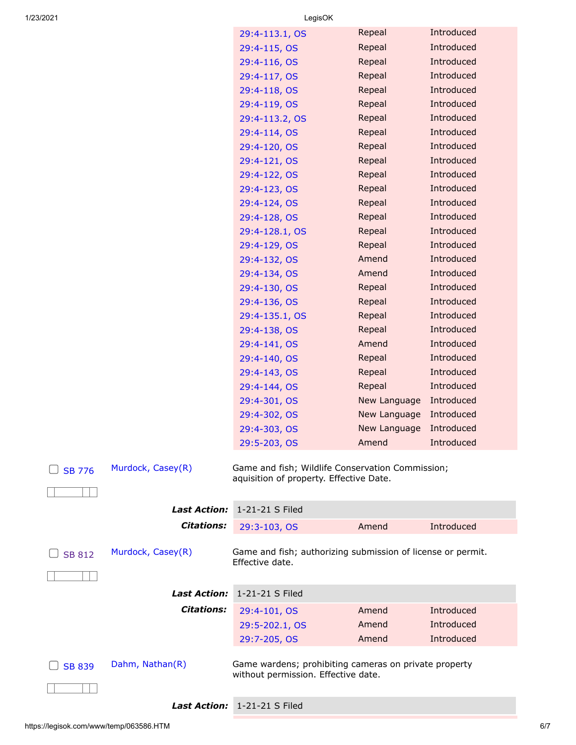| | | |
|---|---|---|
| 29:4-113.1, OS | Repeal | Introduced |
| 29:4-115, OS | Repeal | Introduced |
| 29:4-116, OS | Repeal | Introduced |
| 29:4-117, OS | Repeal | Introduced |
| 29:4-118, OS | Repeal | Introduced |
| 29:4-119, OS | Repeal | Introduced |
| 29:4-113.2, OS | Repeal | Introduced |
| 29:4-114, OS | Repeal | Introduced |
| 29:4-120, OS | Repeal | Introduced |
| 29:4-121, OS | Repeal | Introduced |
| 29:4-122, OS | Repeal | Introduced |
| 29:4-123, OS | Repeal | Introduced |
| 29:4-124, OS | Repeal | Introduced |
| 29:4-128, OS | Repeal | Introduced |
| 29:4-128.1, OS | Repeal | Introduced |
| 29:4-129, OS | Repeal | Introduced |
| 29:4-132, OS | Amend | Introduced |
| 29:4-134, OS | Amend | Introduced |
| 29:4-130, OS | Repeal | Introduced |
| 29:4-136, OS | Repeal | Introduced |
| 29:4-135.1, OS | Repeal | Introduced |
| 29:4-138, OS | Repeal | Introduced |
| 29:4-141, OS | Amend | Introduced |
| 29:4-140, OS | Repeal | Introduced |
| 29:4-143, OS | Repeal | Introduced |
| 29:4-144, OS | Repeal | Introduced |
| 29:4-301, OS | New Language | Introduced |
| 29:4-302, OS | New Language | Introduced |
| 29:4-303, OS | New Language | Introduced |
| 29:5-203, OS | Amend | Introduced |

SB 776 — Murdock, Casey(R) — Game and fish; Wildlife Conservation Commission; aquisition of property. Effective Date.

***Last Action:*** 1-21-21 S Filed

***Citations:***

| | | |
|---|---|---|
| 29:3-103, OS | Amend | Introduced |

SB 812 — Murdock, Casey(R) — Game and fish; authorizing submission of license or permit. Effective date.

***Last Action:*** 1-21-21 S Filed

***Citations:***

| | | |
|---|---|---|
| 29:4-101, OS | Amend | Introduced |
| 29:5-202.1, OS | Amend | Introduced |
| 29:7-205, OS | Amend | Introduced |

SB 839 — Dahm, Nathan(R) — Game wardens; prohibiting cameras on private property without permission. Effective date.

***Last Action:*** 1-21-21 S Filed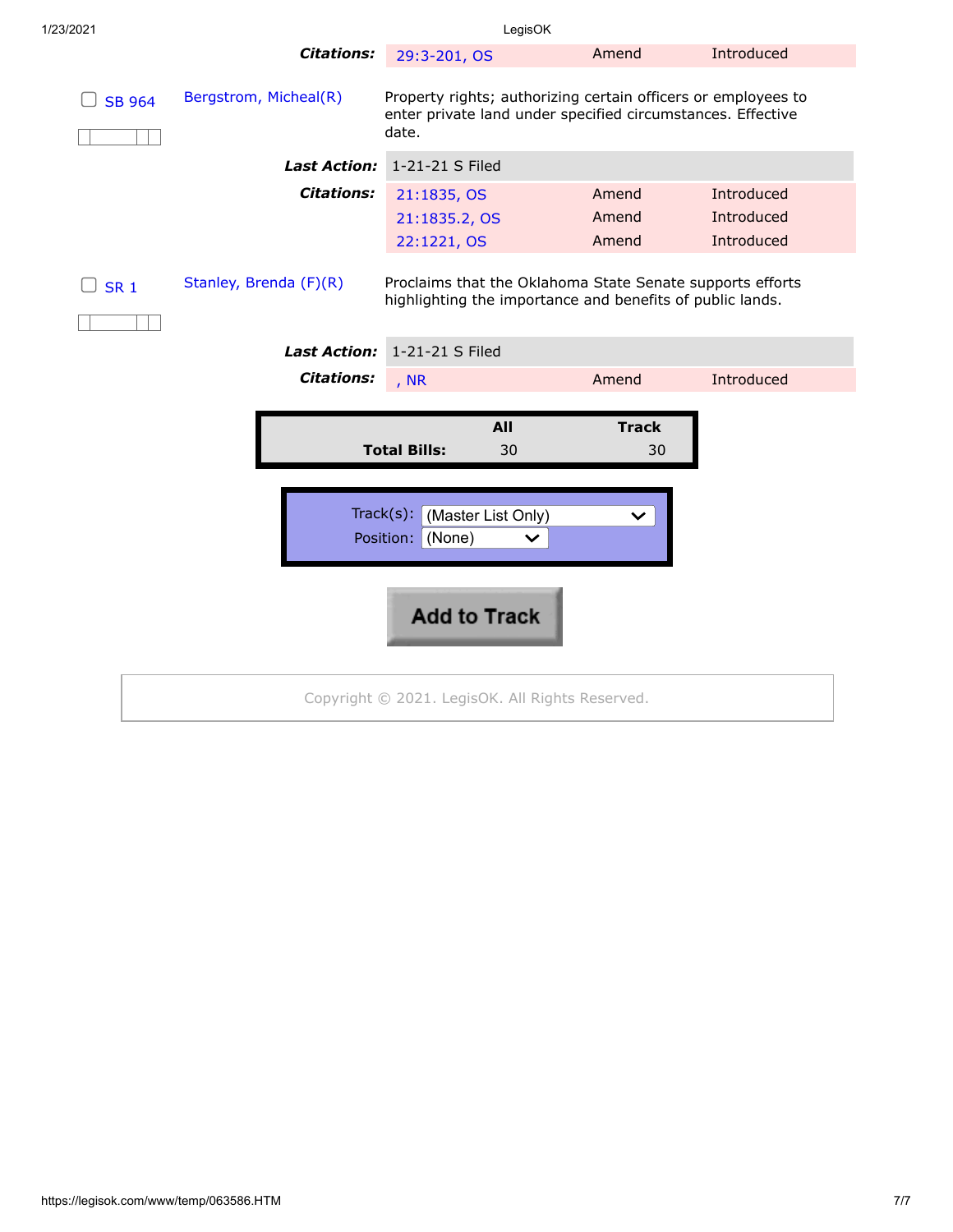| | | | |
|---|---|---|---|
| **Citations:** | 29:3-201, OS | Amend | Introduced |

☐ SB 964 — Bergstrom, Micheal(R)

Property rights; authorizing certain officers or employees to enter private land under specified circumstances. Effective date.

| | | | |
|---|---|---|---|
| **Last Action:** | 1-21-21 S Filed | | |
| **Citations:** | 21:1835, OS | Amend | Introduced |
| | 21:1835.2, OS | Amend | Introduced |
| | 22:1221, OS | Amend | Introduced |

☐ SR 1 — Stanley, Brenda (F)(R)

Proclaims that the Oklahoma State Senate supports efforts highlighting the importance and benefits of public lands.

| | | | |
|---|---|---|---|
| **Last Action:** | 1-21-21 S Filed | | |
| **Citations:** | , NR | Amend | Introduced |

| | All | Track |
|---|---|---|
| **Total Bills:** | 30 | 30 |

Track(s): (Master List Only)

Position: (None)

Add to Track

Copyright © 2021. LegisOK. All Rights Reserved.